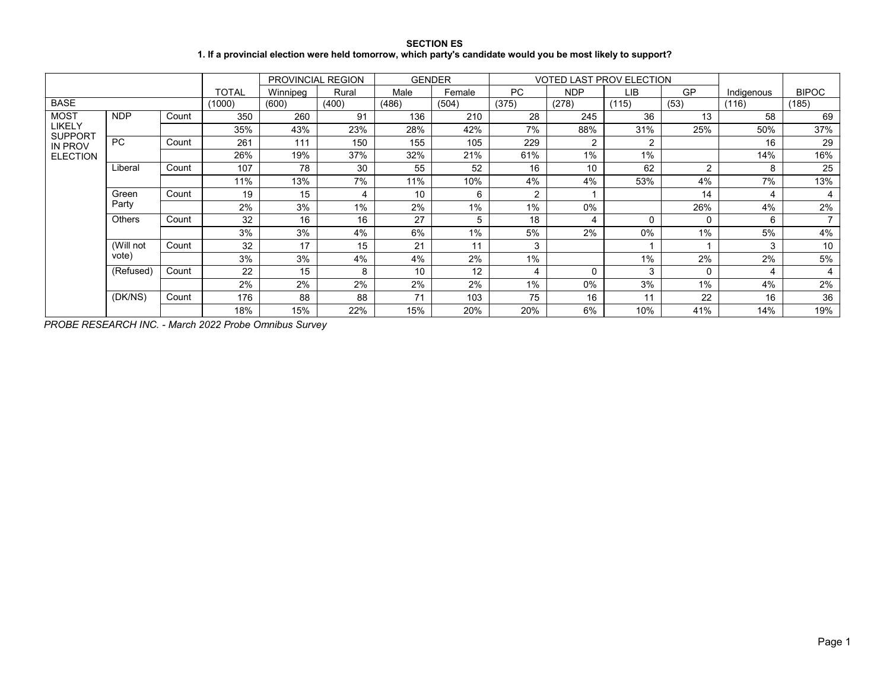**SECTION ES**

**1. If a provincial election were held tomorrow, which party's candidate would you be most likely to support?**

| | | | | PROVINCIAL REGION | | GENDER | | VOTED LAST PROV ELECTION | | | | | |
|---|---|---|---|---|---|---|---|---|---|---|---|---|---|
| | | | TOTAL | Winnipeg | Rural | Male | Female | PC | NDP | LIB | GP | Indigenous | BIPOC |
| BASE | | | (1000) | (600) | (400) | (486) | (504) | (375) | (278) | (115) | (53) | (116) | (185) |
| MOST LIKELY SUPPORT IN PROV ELECTION | NDP | Count | 350 | 260 | 91 | 136 | 210 | 28 | 245 | 36 | 13 | 58 | 69 |
| | | | 35% | 43% | 23% | 28% | 42% | 7% | 88% | 31% | 25% | 50% | 37% |
| | PC | Count | 261 | 111 | 150 | 155 | 105 | 229 | 2 | 2 | | 16 | 29 |
| | | | 26% | 19% | 37% | 32% | 21% | 61% | 1% | 1% | | 14% | 16% |
| | Liberal | Count | 107 | 78 | 30 | 55 | 52 | 16 | 10 | 62 | 2 | 8 | 25 |
| | | | 11% | 13% | 7% | 11% | 10% | 4% | 4% | 53% | 4% | 7% | 13% |
| | Green Party | Count | 19 | 15 | 4 | 10 | 6 | 2 | 1 | | 14 | 4 | 4 |
| | | | 2% | 3% | 1% | 2% | 1% | 1% | 0% | | 26% | 4% | 2% |
| | Others | Count | 32 | 16 | 16 | 27 | 5 | 18 | 4 | 0 | 0 | 6 | 7 |
| | | | 3% | 3% | 4% | 6% | 1% | 5% | 2% | 0% | 1% | 5% | 4% |
| | (Will not vote) | Count | 32 | 17 | 15 | 21 | 11 | 3 | | 1 | 1 | 3 | 10 |
| | | | 3% | 3% | 4% | 4% | 2% | 1% | | 1% | 2% | 2% | 5% |
| | (Refused) | Count | 22 | 15 | 8 | 10 | 12 | 4 | 0 | 3 | 0 | 4 | 4 |
| | | | 2% | 2% | 2% | 2% | 2% | 1% | 0% | 3% | 1% | 4% | 2% |
| | (DK/NS) | Count | 176 | 88 | 88 | 71 | 103 | 75 | 16 | 11 | 22 | 16 | 36 |
| | | | 18% | 15% | 22% | 15% | 20% | 20% | 6% | 10% | 41% | 14% | 19% |

*PROBE RESEARCH INC. - March 2022 Probe Omnibus Survey*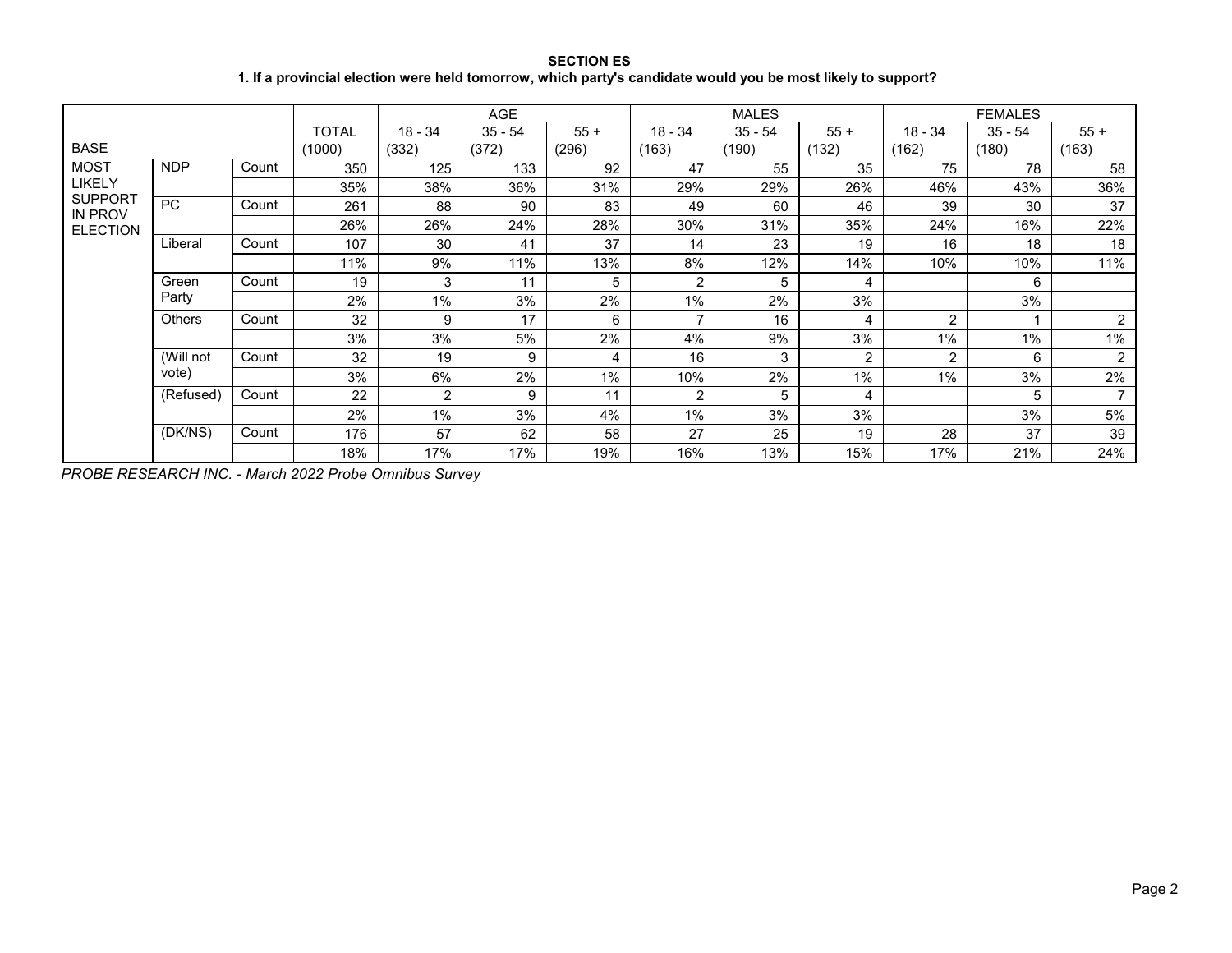**SECTION ES**

**1. If a provincial election were held tomorrow, which party's candidate would you be most likely to support?**

| | | | TOTAL | AGE | | | MALES | | | FEMALES | | |
|---|---|---|---|---|---|---|---|---|---|---|---|---|
| | | | | 18 - 34 | 35 - 54 | 55 + | 18 - 34 | 35 - 54 | 55 + | 18 - 34 | 35 - 54 | 55 + |
| BASE | | | (1000) | (332) | (372) | (296) | (163) | (190) | (132) | (162) | (180) | (163) |
| MOST LIKELY SUPPORT IN PROV ELECTION | NDP | Count | 350 | 125 | 133 | 92 | 47 | 55 | 35 | 75 | 78 | 58 |
| | | | 35% | 38% | 36% | 31% | 29% | 29% | 26% | 46% | 43% | 36% |
| | PC | Count | 261 | 88 | 90 | 83 | 49 | 60 | 46 | 39 | 30 | 37 |
| | | | 26% | 26% | 24% | 28% | 30% | 31% | 35% | 24% | 16% | 22% |
| | Liberal | Count | 107 | 30 | 41 | 37 | 14 | 23 | 19 | 16 | 18 | 18 |
| | | | 11% | 9% | 11% | 13% | 8% | 12% | 14% | 10% | 10% | 11% |
| | Green Party | Count | 19 | 3 | 11 | 5 | 2 | 5 | 4 | | 6 | |
| | | | 2% | 1% | 3% | 2% | 1% | 2% | 3% | | 3% | |
| | Others | Count | 32 | 9 | 17 | 6 | 7 | 16 | 4 | 2 | 1 | 2 |
| | | | 3% | 3% | 5% | 2% | 4% | 9% | 3% | 1% | 1% | 1% |
| | (Will not vote) | Count | 32 | 19 | 9 | 4 | 16 | 3 | 2 | 2 | 6 | 2 |
| | | | 3% | 6% | 2% | 1% | 10% | 2% | 1% | 1% | 3% | 2% |
| | (Refused) | Count | 22 | 2 | 9 | 11 | 2 | 5 | 4 | | 5 | 7 |
| | | | 2% | 1% | 3% | 4% | 1% | 3% | 3% | | 3% | 5% |
| | (DK/NS) | Count | 176 | 57 | 62 | 58 | 27 | 25 | 19 | 28 | 37 | 39 |
| | | | 18% | 17% | 17% | 19% | 16% | 13% | 15% | 17% | 21% | 24% |

*PROBE RESEARCH INC. - March 2022 Probe Omnibus Survey*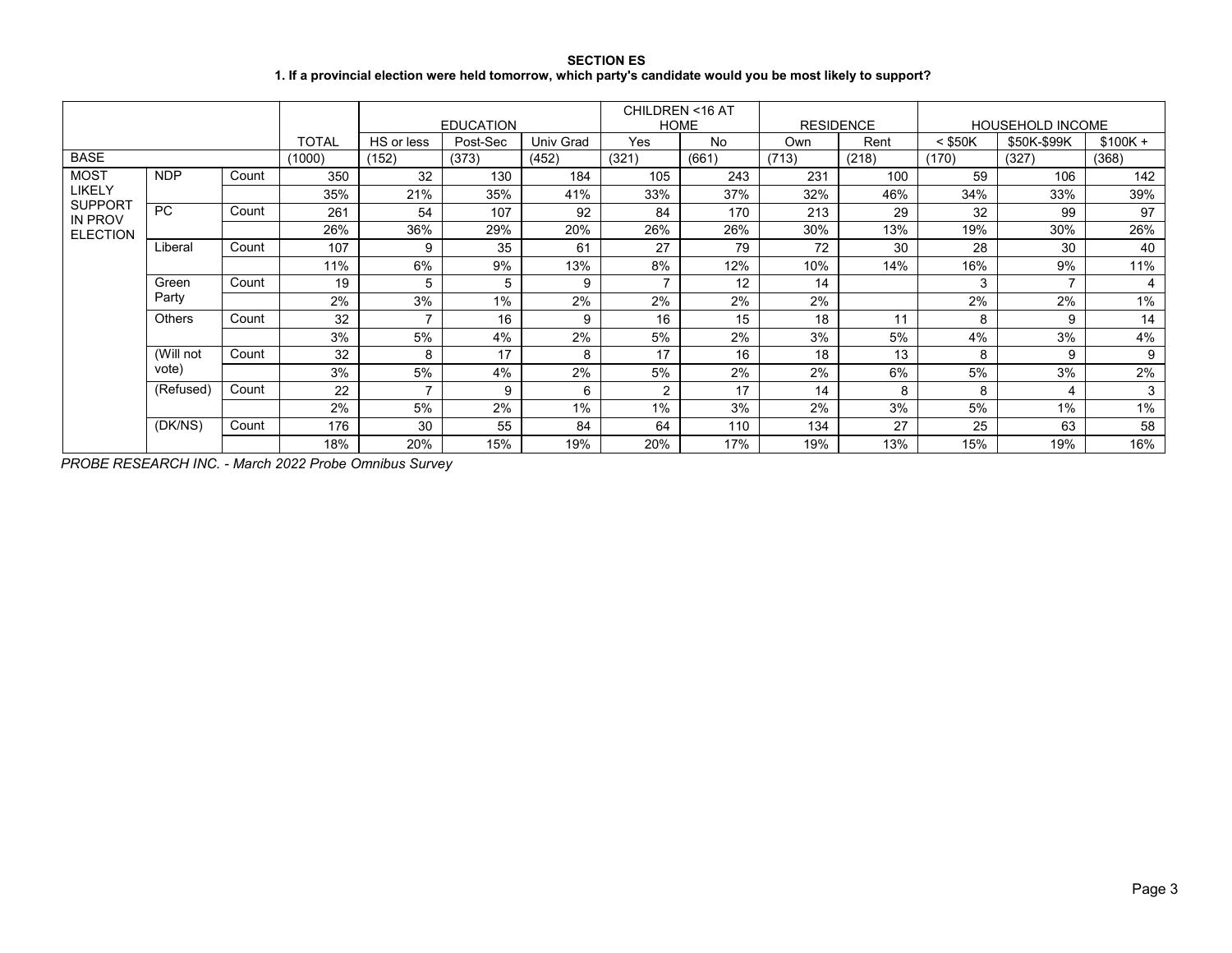**SECTION ES**

**1. If a provincial election were held tomorrow, which party's candidate would you be most likely to support?**

| | | | TOTAL | EDUCATION | | | CHILDREN <16 AT HOME | | RESIDENCE | | HOUSEHOLD INCOME | | |
|---|---|---|---|---|---|---|---|---|---|---|---|---|---|
| | | | | HS or less | Post-Sec | Univ Grad | Yes | No | Own | Rent | < $50K | $50K-$99K | $100K + |
| BASE | | | (1000) | (152) | (373) | (452) | (321) | (661) | (713) | (218) | (170) | (327) | (368) |
| MOST LIKELY SUPPORT IN PROV ELECTION | NDP | Count | 350 | 32 | 130 | 184 | 105 | 243 | 231 | 100 | 59 | 106 | 142 |
| | | | 35% | 21% | 35% | 41% | 33% | 37% | 32% | 46% | 34% | 33% | 39% |
| | PC | Count | 261 | 54 | 107 | 92 | 84 | 170 | 213 | 29 | 32 | 99 | 97 |
| | | | 26% | 36% | 29% | 20% | 26% | 26% | 30% | 13% | 19% | 30% | 26% |
| | Liberal | Count | 107 | 9 | 35 | 61 | 27 | 79 | 72 | 30 | 28 | 30 | 40 |
| | | | 11% | 6% | 9% | 13% | 8% | 12% | 10% | 14% | 16% | 9% | 11% |
| | Green Party | Count | 19 | 5 | 5 | 9 | 7 | 12 | 14 | | 3 | 7 | 4 |
| | | | 2% | 3% | 1% | 2% | 2% | 2% | 2% | | 2% | 2% | 1% |
| | Others | Count | 32 | 7 | 16 | 9 | 16 | 15 | 18 | 11 | 8 | 9 | 14 |
| | | | 3% | 5% | 4% | 2% | 5% | 2% | 3% | 5% | 4% | 3% | 4% |
| | (Will not vote) | Count | 32 | 8 | 17 | 8 | 17 | 16 | 18 | 13 | 8 | 9 | 9 |
| | | | 3% | 5% | 4% | 2% | 5% | 2% | 2% | 6% | 5% | 3% | 2% |
| | (Refused) | Count | 22 | 7 | 9 | 6 | 2 | 17 | 14 | 8 | 8 | 4 | 3 |
| | | | 2% | 5% | 2% | 1% | 1% | 3% | 2% | 3% | 5% | 1% | 1% |
| | (DK/NS) | Count | 176 | 30 | 55 | 84 | 64 | 110 | 134 | 27 | 25 | 63 | 58 |
| | | | 18% | 20% | 15% | 19% | 20% | 17% | 19% | 13% | 15% | 19% | 16% |

*PROBE RESEARCH INC. - March 2022 Probe Omnibus Survey*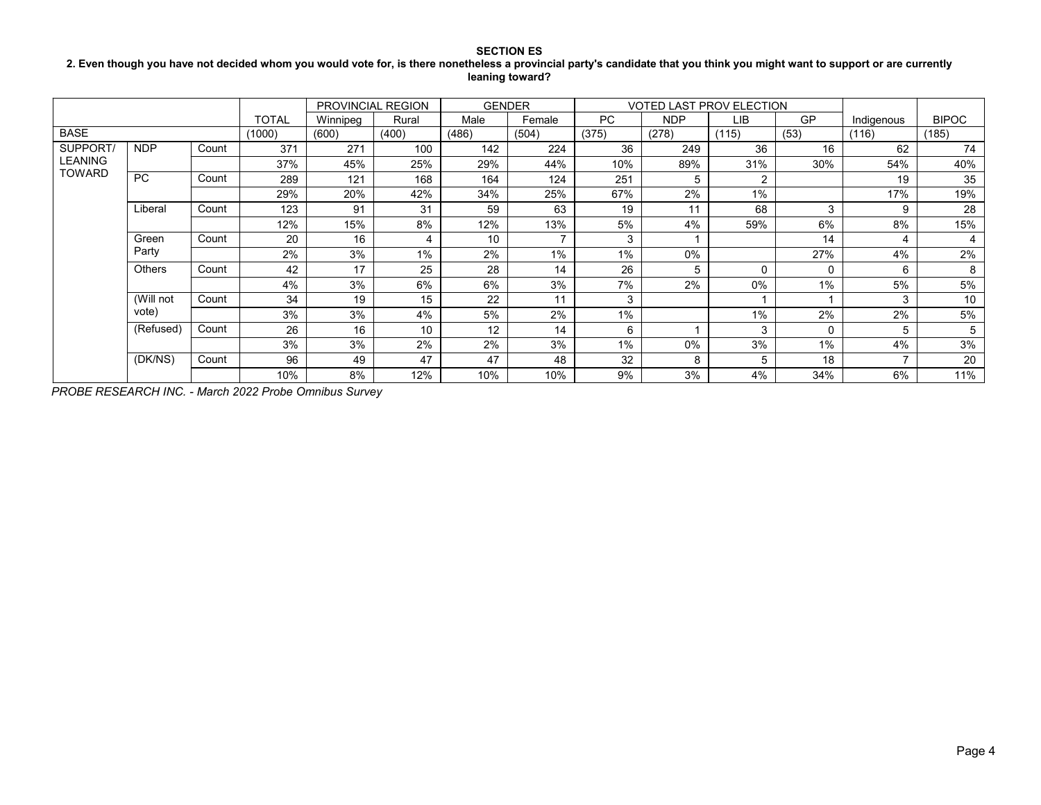**SECTION ES**

**2. Even though you have not decided whom you would vote for, is there nonetheless a provincial party's candidate that you think you might want to support or are currently leaning toward?**

| | | | | PROVINCIAL REGION | | GENDER | | VOTED LAST PROV ELECTION | | | | | |
|---|---|---|---|---|---|---|---|---|---|---|---|---|---|
| | | | TOTAL | Winnipeg | Rural | Male | Female | PC | NDP | LIB | GP | Indigenous | BIPOC |
| BASE | | | (1000) | (600) | (400) | (486) | (504) | (375) | (278) | (115) | (53) | (116) | (185) |
| SUPPORT/ LEANING TOWARD | NDP | Count | 371 | 271 | 100 | 142 | 224 | 36 | 249 | 36 | 16 | 62 | 74 |
| | | | 37% | 45% | 25% | 29% | 44% | 10% | 89% | 31% | 30% | 54% | 40% |
| | PC | Count | 289 | 121 | 168 | 164 | 124 | 251 | 5 | 2 | | 19 | 35 |
| | | | 29% | 20% | 42% | 34% | 25% | 67% | 2% | 1% | | 17% | 19% |
| | Liberal | Count | 123 | 91 | 31 | 59 | 63 | 19 | 11 | 68 | 3 | 9 | 28 |
| | | | 12% | 15% | 8% | 12% | 13% | 5% | 4% | 59% | 6% | 8% | 15% |
| | Green Party | Count | 20 | 16 | 4 | 10 | 7 | 3 | 1 | | 14 | 4 | 4 |
| | | | 2% | 3% | 1% | 2% | 1% | 1% | 0% | | 27% | 4% | 2% |
| | Others | Count | 42 | 17 | 25 | 28 | 14 | 26 | 5 | 0 | 0 | 6 | 8 |
| | | | 4% | 3% | 6% | 6% | 3% | 7% | 2% | 0% | 1% | 5% | 5% |
| | (Will not vote) | Count | 34 | 19 | 15 | 22 | 11 | 3 | | 1 | 1 | 3 | 10 |
| | | | 3% | 3% | 4% | 5% | 2% | 1% | | 1% | 2% | 2% | 5% |
| | (Refused) | Count | 26 | 16 | 10 | 12 | 14 | 6 | 1 | 3 | 0 | 5 | 5 |
| | | | 3% | 3% | 2% | 2% | 3% | 1% | 0% | 3% | 1% | 4% | 3% |
| | (DK/NS) | Count | 96 | 49 | 47 | 47 | 48 | 32 | 8 | 5 | 18 | 7 | 20 |
| | | | 10% | 8% | 12% | 10% | 10% | 9% | 3% | 4% | 34% | 6% | 11% |

*PROBE RESEARCH INC. - March 2022 Probe Omnibus Survey*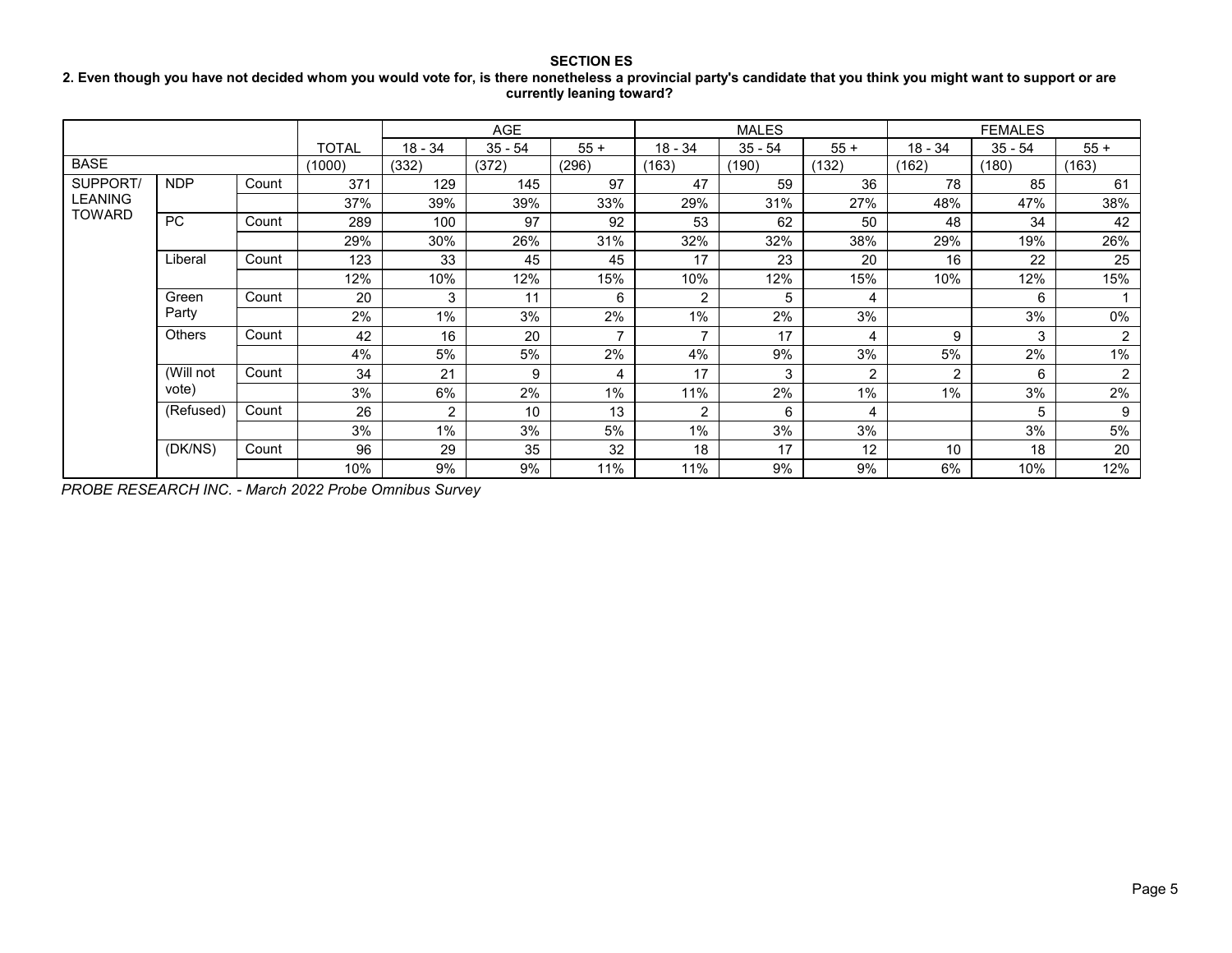**SECTION ES**

**2. Even though you have not decided whom you would vote for, is there nonetheless a provincial party's candidate that you think you might want to support or are currently leaning toward?**

| | | | | AGE | | | MALES | | | FEMALES | | |
|---|---|---|---|---|---|---|---|---|---|---|---|---|
| | | | TOTAL | 18 - 34 | 35 - 54 | 55 + | 18 - 34 | 35 - 54 | 55 + | 18 - 34 | 35 - 54 | 55 + |
| BASE | | | (1000) | (332) | (372) | (296) | (163) | (190) | (132) | (162) | (180) | (163) |
| SUPPORT/ LEANING TOWARD | NDP | Count | 371 | 129 | 145 | 97 | 47 | 59 | 36 | 78 | 85 | 61 |
| | | | 37% | 39% | 39% | 33% | 29% | 31% | 27% | 48% | 47% | 38% |
| | PC | Count | 289 | 100 | 97 | 92 | 53 | 62 | 50 | 48 | 34 | 42 |
| | | | 29% | 30% | 26% | 31% | 32% | 32% | 38% | 29% | 19% | 26% |
| | Liberal | Count | 123 | 33 | 45 | 45 | 17 | 23 | 20 | 16 | 22 | 25 |
| | | | 12% | 10% | 12% | 15% | 10% | 12% | 15% | 10% | 12% | 15% |
| | Green Party | Count | 20 | 3 | 11 | 6 | 2 | 5 | 4 | | 6 | 1 |
| | | | 2% | 1% | 3% | 2% | 1% | 2% | 3% | | 3% | 0% |
| | Others | Count | 42 | 16 | 20 | 7 | 7 | 17 | 4 | 9 | 3 | 2 |
| | | | 4% | 5% | 5% | 2% | 4% | 9% | 3% | 5% | 2% | 1% |
| | (Will not vote) | Count | 34 | 21 | 9 | 4 | 17 | 3 | 2 | 2 | 6 | 2 |
| | | | 3% | 6% | 2% | 1% | 11% | 2% | 1% | 1% | 3% | 2% |
| | (Refused) | Count | 26 | 2 | 10 | 13 | 2 | 6 | 4 | | 5 | 9 |
| | | | 3% | 1% | 3% | 5% | 1% | 3% | 3% | | 3% | 5% |
| | (DK/NS) | Count | 96 | 29 | 35 | 32 | 18 | 17 | 12 | 10 | 18 | 20 |
| | | | 10% | 9% | 9% | 11% | 11% | 9% | 9% | 6% | 10% | 12% |

*PROBE RESEARCH INC. - March 2022 Probe Omnibus Survey*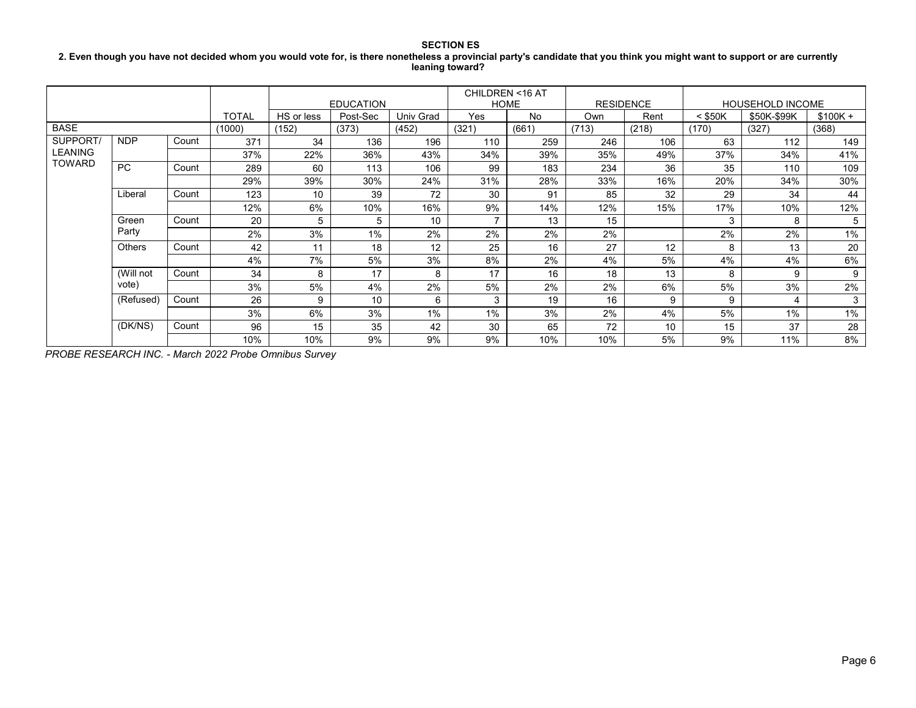**SECTION ES**

**2. Even though you have not decided whom you would vote for, is there nonetheless a provincial party's candidate that you think you might want to support or are currently leaning toward?**

| | | | | EDUCATION | | | CHILDREN <16 AT HOME | | RESIDENCE | | HOUSEHOLD INCOME | | |
|---|---|---|---|---|---|---|---|---|---|---|---|---|---|
| | | | TOTAL | HS or less | Post-Sec | Univ Grad | Yes | No | Own | Rent | < $50K | $50K-$99K | $100K + |
| BASE | | | (1000) | (152) | (373) | (452) | (321) | (661) | (713) | (218) | (170) | (327) | (368) |
| SUPPORT/ LEANING TOWARD | NDP | Count | 371 | 34 | 136 | 196 | 110 | 259 | 246 | 106 | 63 | 112 | 149 |
| | | | 37% | 22% | 36% | 43% | 34% | 39% | 35% | 49% | 37% | 34% | 41% |
| | PC | Count | 289 | 60 | 113 | 106 | 99 | 183 | 234 | 36 | 35 | 110 | 109 |
| | | | 29% | 39% | 30% | 24% | 31% | 28% | 33% | 16% | 20% | 34% | 30% |
| | Liberal | Count | 123 | 10 | 39 | 72 | 30 | 91 | 85 | 32 | 29 | 34 | 44 |
| | | | 12% | 6% | 10% | 16% | 9% | 14% | 12% | 15% | 17% | 10% | 12% |
| | Green Party | Count | 20 | 5 | 5 | 10 | 7 | 13 | 15 | | 3 | 8 | 5 |
| | | | 2% | 3% | 1% | 2% | 2% | 2% | 2% | | 2% | 2% | 1% |
| | Others | Count | 42 | 11 | 18 | 12 | 25 | 16 | 27 | 12 | 8 | 13 | 20 |
| | | | 4% | 7% | 5% | 3% | 8% | 2% | 4% | 5% | 4% | 4% | 6% |
| | (Will not vote) | Count | 34 | 8 | 17 | 8 | 17 | 16 | 18 | 13 | 8 | 9 | 9 |
| | | | 3% | 5% | 4% | 2% | 5% | 2% | 2% | 6% | 5% | 3% | 2% |
| | (Refused) | Count | 26 | 9 | 10 | 6 | 3 | 19 | 16 | 9 | 9 | 4 | 3 |
| | | | 3% | 6% | 3% | 1% | 1% | 3% | 2% | 4% | 5% | 1% | 1% |
| | (DK/NS) | Count | 96 | 15 | 35 | 42 | 30 | 65 | 72 | 10 | 15 | 37 | 28 |
| | | | 10% | 10% | 9% | 9% | 9% | 10% | 10% | 5% | 9% | 11% | 8% |

*PROBE RESEARCH INC. - March 2022 Probe Omnibus Survey*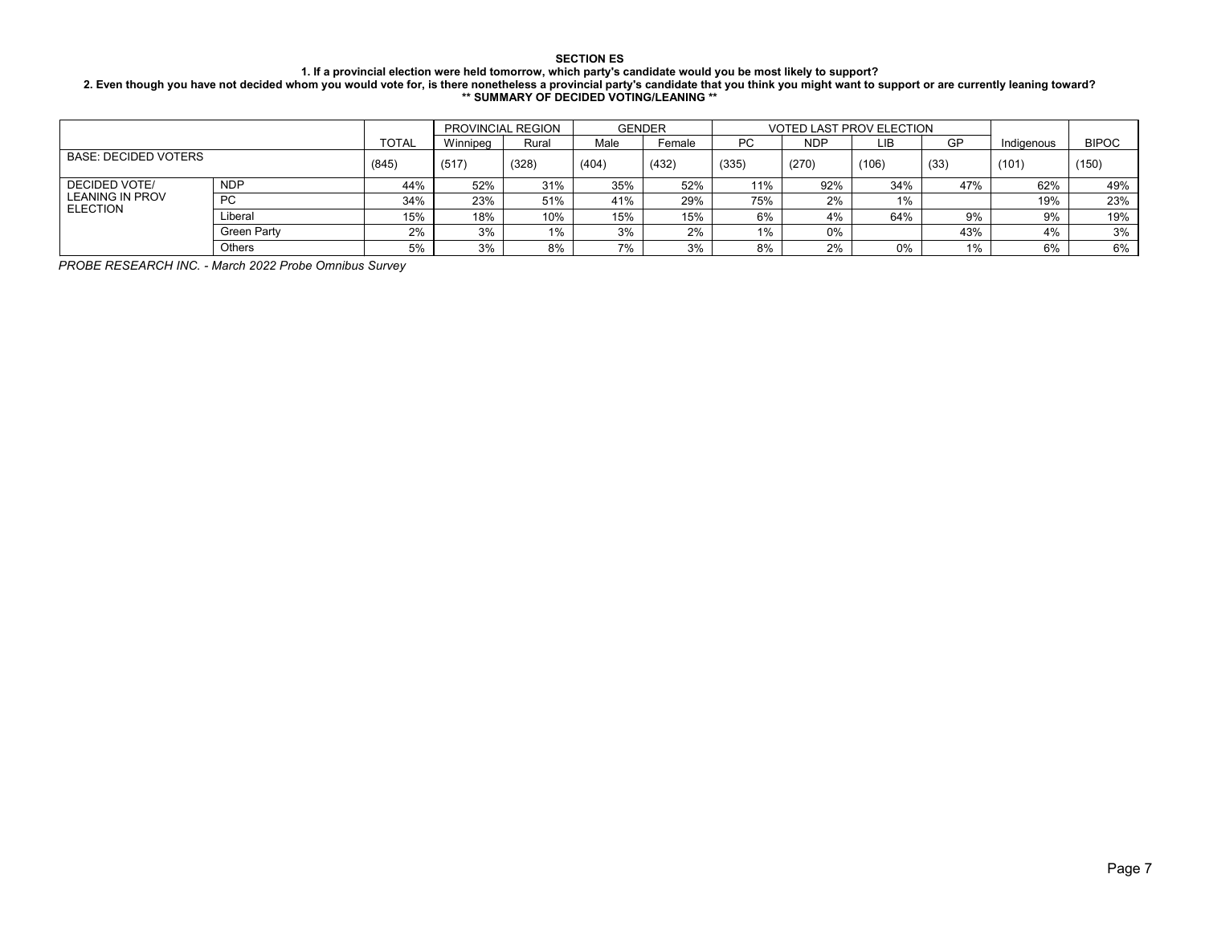**SECTION ES**

**1. If a provincial election were held tomorrow, which party's candidate would you be most likely to support?**

**2. Even though you have not decided whom you would vote for, is there nonetheless a provincial party's candidate that you think you might want to support or are currently leaning toward?**

**\*\* SUMMARY OF DECIDED VOTING/LEANING \*\***

| | | | PROVINCIAL REGION | | GENDER | | VOTED LAST PROV ELECTION | | | | | |
|---|---|---|---|---|---|---|---|---|---|---|---|---|
| | | TOTAL | Winnipeg | Rural | Male | Female | PC | NDP | LIB | GP | Indigenous | BIPOC |
| BASE: DECIDED VOTERS | | (845) | (517) | (328) | (404) | (432) | (335) | (270) | (106) | (33) | (101) | (150) |
| DECIDED VOTE/ LEANING IN PROV ELECTION | NDP | 44% | 52% | 31% | 35% | 52% | 11% | 92% | 34% | 47% | 62% | 49% |
| | PC | 34% | 23% | 51% | 41% | 29% | 75% | 2% | 1% | | 19% | 23% |
| | Liberal | 15% | 18% | 10% | 15% | 15% | 6% | 4% | 64% | 9% | 9% | 19% |
| | Green Party | 2% | 3% | 1% | 3% | 2% | 1% | 0% | | 43% | 4% | 3% |
| | Others | 5% | 3% | 8% | 7% | 3% | 8% | 2% | 0% | 1% | 6% | 6% |

*PROBE RESEARCH INC. - March 2022 Probe Omnibus Survey*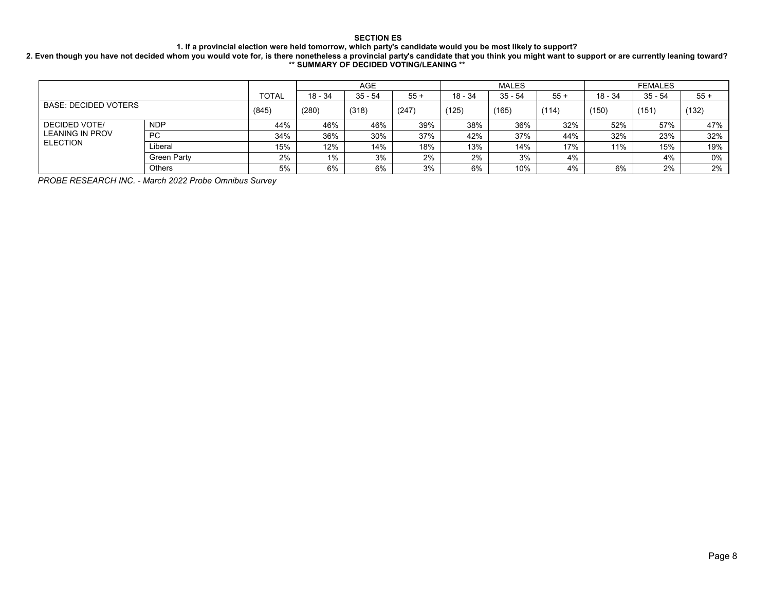**SECTION ES**

**1. If a provincial election were held tomorrow, which party's candidate would you be most likely to support?**

**2. Even though you have not decided whom you would vote for, is there nonetheless a provincial party's candidate that you think you might want to support or are currently leaning toward?**

**\*\* SUMMARY OF DECIDED VOTING/LEANING \*\***

| | | | AGE | | | MALES | | | FEMALES | | |
|---|---|---|---|---|---|---|---|---|---|---|---|
| | | TOTAL | 18 - 34 | 35 - 54 | 55 + | 18 - 34 | 35 - 54 | 55 + | 18 - 34 | 35 - 54 | 55 + |
| BASE: DECIDED VOTERS | | (845) | (280) | (318) | (247) | (125) | (165) | (114) | (150) | (151) | (132) |
| DECIDED VOTE/ LEANING IN PROV ELECTION | NDP | 44% | 46% | 46% | 39% | 38% | 36% | 32% | 52% | 57% | 47% |
| | PC | 34% | 36% | 30% | 37% | 42% | 37% | 44% | 32% | 23% | 32% |
| | Liberal | 15% | 12% | 14% | 18% | 13% | 14% | 17% | 11% | 15% | 19% |
| | Green Party | 2% | 1% | 3% | 2% | 2% | 3% | 4% | | 4% | 0% |
| | Others | 5% | 6% | 6% | 3% | 6% | 10% | 4% | 6% | 2% | 2% |

*PROBE RESEARCH INC. - March 2022 Probe Omnibus Survey*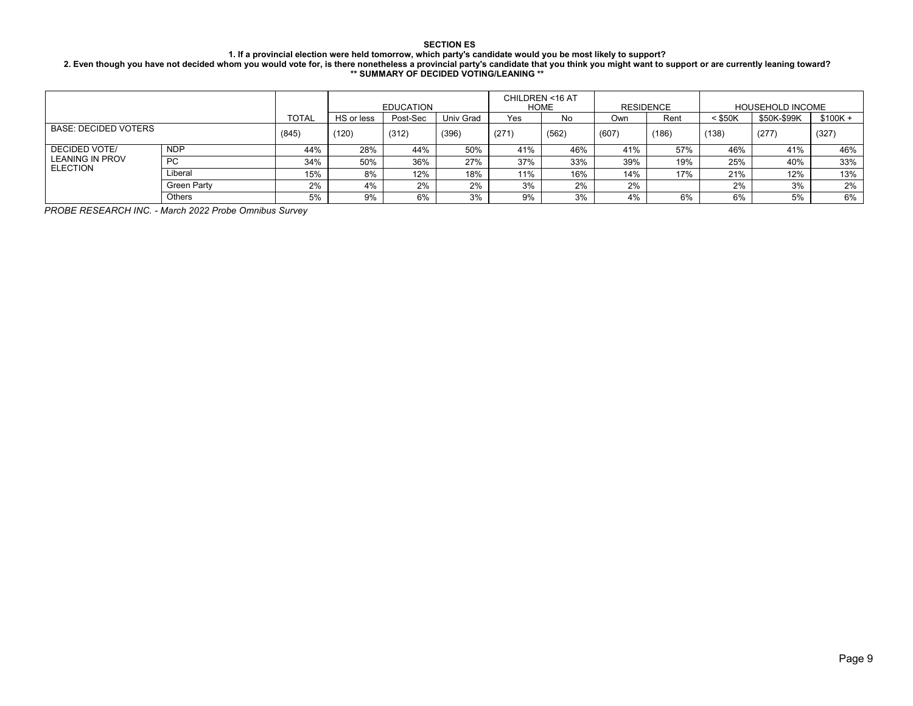**SECTION ES**

**1. If a provincial election were held tomorrow, which party's candidate would you be most likely to support?**

**2. Even though you have not decided whom you would vote for, is there nonetheless a provincial party's candidate that you think you might want to support or are currently leaning toward?**

**** SUMMARY OF DECIDED VOTING/LEANING ****

| | | | EDUCATION | | | CHILDREN <16 AT HOME | | RESIDENCE | | HOUSEHOLD INCOME | | |
|---|---|---|---|---|---|---|---|---|---|---|---|---|
| | | TOTAL | HS or less | Post-Sec | Univ Grad | Yes | No | Own | Rent | < $50K | $50K-$99K | $100K + |
| BASE: DECIDED VOTERS | | (845) | (120) | (312) | (396) | (271) | (562) | (607) | (186) | (138) | (277) | (327) |
| DECIDED VOTE/ LEANING IN PROV ELECTION | NDP | 44% | 28% | 44% | 50% | 41% | 46% | 41% | 57% | 46% | 41% | 46% |
| | PC | 34% | 50% | 36% | 27% | 37% | 33% | 39% | 19% | 25% | 40% | 33% |
| | Liberal | 15% | 8% | 12% | 18% | 11% | 16% | 14% | 17% | 21% | 12% | 13% |
| | Green Party | 2% | 4% | 2% | 2% | 3% | 2% | 2% | | 2% | 3% | 2% |
| | Others | 5% | 9% | 6% | 3% | 9% | 3% | 4% | 6% | 6% | 5% | 6% |

*PROBE RESEARCH INC. - March 2022 Probe Omnibus Survey*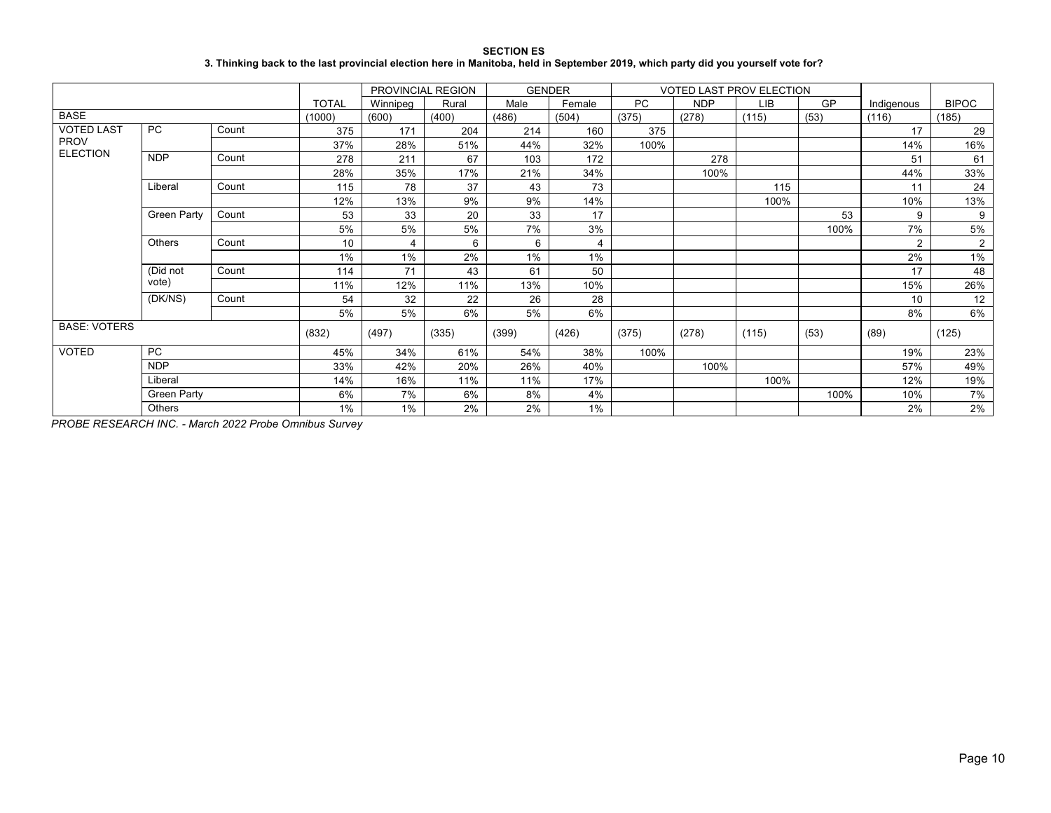**SECTION ES**

**3. Thinking back to the last provincial election here in Manitoba, held in September 2019, which party did you yourself vote for?**

| | | | | PROVINCIAL REGION | | GENDER | | VOTED LAST PROV ELECTION | | | | | |
|---|---|---|---|---|---|---|---|---|---|---|---|---|---|
| | | | TOTAL | Winnipeg | Rural | Male | Female | PC | NDP | LIB | GP | Indigenous | BIPOC |
| BASE | | | (1000) | (600) | (400) | (486) | (504) | (375) | (278) | (115) | (53) | (116) | (185) |
| VOTED LAST PROV ELECTION | PC | Count | 375 | 171 | 204 | 214 | 160 | 375 | | | | 17 | 29 |
| | | | 37% | 28% | 51% | 44% | 32% | 100% | | | | 14% | 16% |
| | NDP | Count | 278 | 211 | 67 | 103 | 172 | | 278 | | | 51 | 61 |
| | | | 28% | 35% | 17% | 21% | 34% | | 100% | | | 44% | 33% |
| | Liberal | Count | 115 | 78 | 37 | 43 | 73 | | | 115 | | 11 | 24 |
| | | | 12% | 13% | 9% | 9% | 14% | | | 100% | | 10% | 13% |
| | Green Party | Count | 53 | 33 | 20 | 33 | 17 | | | | 53 | 9 | 9 |
| | | | 5% | 5% | 5% | 7% | 3% | | | | 100% | 7% | 5% |
| | Others | Count | 10 | 4 | 6 | 6 | 4 | | | | | 2 | 2 |
| | | | 1% | 1% | 2% | 1% | 1% | | | | | 2% | 1% |
| | (Did not vote) | Count | 114 | 71 | 43 | 61 | 50 | | | | | 17 | 48 |
| | | | 11% | 12% | 11% | 13% | 10% | | | | | 15% | 26% |
| | (DK/NS) | Count | 54 | 32 | 22 | 26 | 28 | | | | | 10 | 12 |
| | | | 5% | 5% | 6% | 5% | 6% | | | | | 8% | 6% |
| BASE: VOTERS | | | (832) | (497) | (335) | (399) | (426) | (375) | (278) | (115) | (53) | (89) | (125) |
| VOTED | PC | | 45% | 34% | 61% | 54% | 38% | 100% | | | | 19% | 23% |
| | NDP | | 33% | 42% | 20% | 26% | 40% | | 100% | | | 57% | 49% |
| | Liberal | | 14% | 16% | 11% | 11% | 17% | | | 100% | | 12% | 19% |
| | Green Party | | 6% | 7% | 6% | 8% | 4% | | | | 100% | 10% | 7% |
| | Others | | 1% | 1% | 2% | 2% | 1% | | | | | 2% | 2% |

*PROBE RESEARCH INC. - March 2022 Probe Omnibus Survey*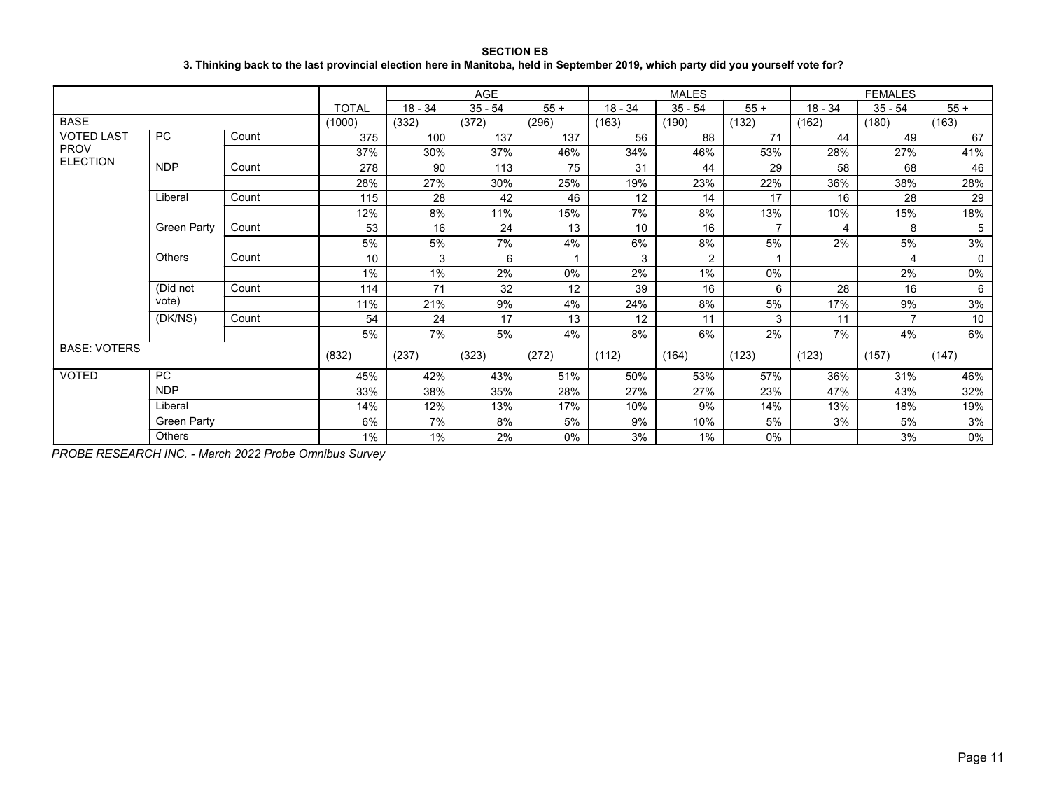**SECTION ES**

**3. Thinking back to the last provincial election here in Manitoba, held in September 2019, which party did you yourself vote for?**

| | | | | AGE | | | MALES | | | FEMALES | | |
|---|---|---|---|---|---|---|---|---|---|---|---|---|
| | | | TOTAL | 18 - 34 | 35 - 54 | 55 + | 18 - 34 | 35 - 54 | 55 + | 18 - 34 | 35 - 54 | 55 + |
| BASE | | | (1000) | (332) | (372) | (296) | (163) | (190) | (132) | (162) | (180) | (163) |
| VOTED LAST PROV ELECTION | PC | Count | 375 | 100 | 137 | 137 | 56 | 88 | 71 | 44 | 49 | 67 |
| | | | 37% | 30% | 37% | 46% | 34% | 46% | 53% | 28% | 27% | 41% |
| | NDP | Count | 278 | 90 | 113 | 75 | 31 | 44 | 29 | 58 | 68 | 46 |
| | | | 28% | 27% | 30% | 25% | 19% | 23% | 22% | 36% | 38% | 28% |
| | Liberal | Count | 115 | 28 | 42 | 46 | 12 | 14 | 17 | 16 | 28 | 29 |
| | | | 12% | 8% | 11% | 15% | 7% | 8% | 13% | 10% | 15% | 18% |
| | Green Party | Count | 53 | 16 | 24 | 13 | 10 | 16 | 7 | 4 | 8 | 5 |
| | | | 5% | 5% | 7% | 4% | 6% | 8% | 5% | 2% | 5% | 3% |
| | Others | Count | 10 | 3 | 6 | 1 | 3 | 2 | 1 | | 4 | 0 |
| | | | 1% | 1% | 2% | 0% | 2% | 1% | 0% | | 2% | 0% |
| | (Did not vote) | Count | 114 | 71 | 32 | 12 | 39 | 16 | 6 | 28 | 16 | 6 |
| | | | 11% | 21% | 9% | 4% | 24% | 8% | 5% | 17% | 9% | 3% |
| | (DK/NS) | Count | 54 | 24 | 17 | 13 | 12 | 11 | 3 | 11 | 7 | 10 |
| | | | 5% | 7% | 5% | 4% | 8% | 6% | 2% | 7% | 4% | 6% |
| BASE: VOTERS | | | (832) | (237) | (323) | (272) | (112) | (164) | (123) | (123) | (157) | (147) |
| VOTED | PC | | 45% | 42% | 43% | 51% | 50% | 53% | 57% | 36% | 31% | 46% |
| | NDP | | 33% | 38% | 35% | 28% | 27% | 27% | 23% | 47% | 43% | 32% |
| | Liberal | | 14% | 12% | 13% | 17% | 10% | 9% | 14% | 13% | 18% | 19% |
| | Green Party | | 6% | 7% | 8% | 5% | 9% | 10% | 5% | 3% | 5% | 3% |
| | Others | | 1% | 1% | 2% | 0% | 3% | 1% | 0% | | 3% | 0% |

*PROBE RESEARCH INC. - March 2022 Probe Omnibus Survey*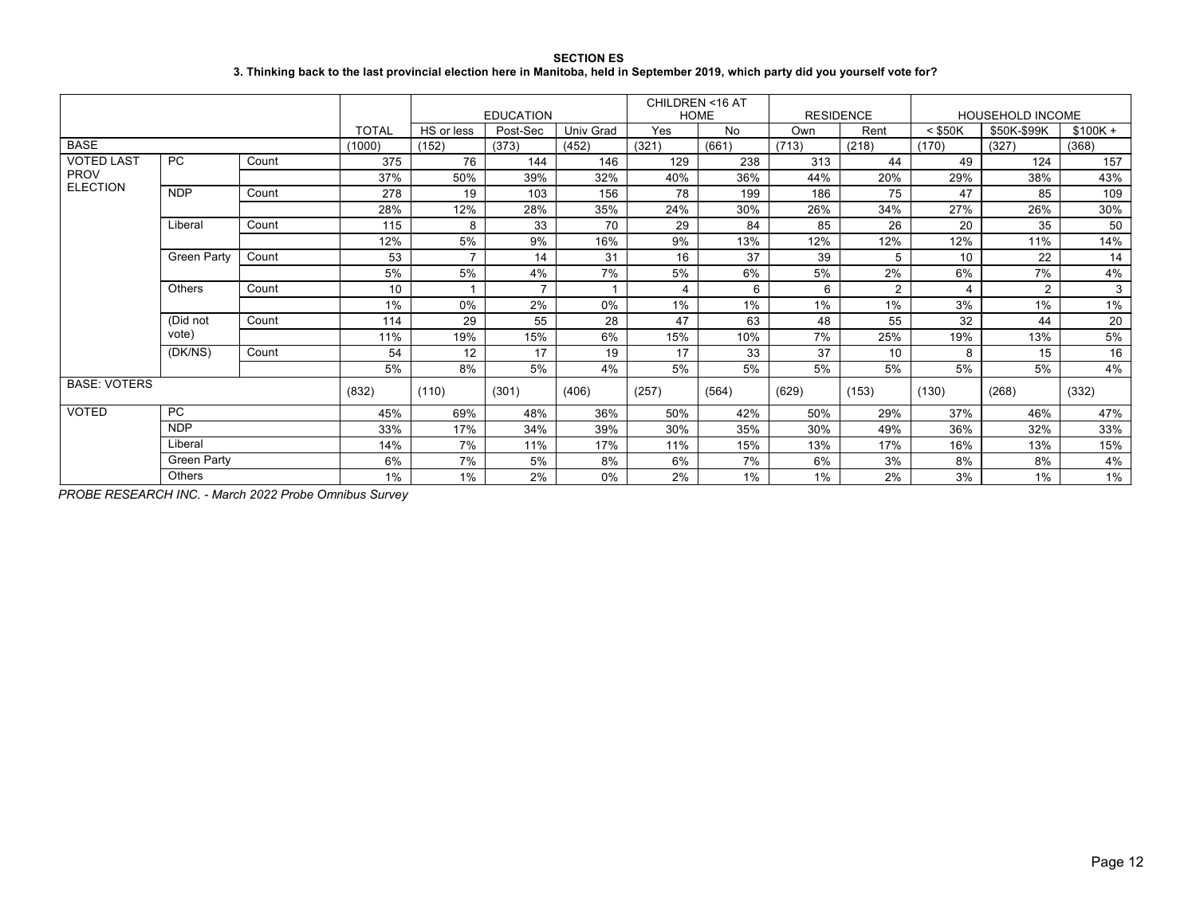**SECTION ES**

**3. Thinking back to the last provincial election here in Manitoba, held in September 2019, which party did you yourself vote for?**

| | | | | EDUCATION | | | CHILDREN <16 AT HOME | | RESIDENCE | | HOUSEHOLD INCOME | | |
|---|---|---|---|---|---|---|---|---|---|---|---|---|---|
| | | | TOTAL | HS or less | Post-Sec | Univ Grad | Yes | No | Own | Rent | < $50K | $50K-$99K | $100K + |
| BASE | | | (1000) | (152) | (373) | (452) | (321) | (661) | (713) | (218) | (170) | (327) | (368) |
| VOTED LAST PROV ELECTION | PC | Count | 375 | 76 | 144 | 146 | 129 | 238 | 313 | 44 | 49 | 124 | 157 |
| | | | 37% | 50% | 39% | 32% | 40% | 36% | 44% | 20% | 29% | 38% | 43% |
| | NDP | Count | 278 | 19 | 103 | 156 | 78 | 199 | 186 | 75 | 47 | 85 | 109 |
| | | | 28% | 12% | 28% | 35% | 24% | 30% | 26% | 34% | 27% | 26% | 30% |
| | Liberal | Count | 115 | 8 | 33 | 70 | 29 | 84 | 85 | 26 | 20 | 35 | 50 |
| | | | 12% | 5% | 9% | 16% | 9% | 13% | 12% | 12% | 12% | 11% | 14% |
| | Green Party | Count | 53 | 7 | 14 | 31 | 16 | 37 | 39 | 5 | 10 | 22 | 14 |
| | | | 5% | 5% | 4% | 7% | 5% | 6% | 5% | 2% | 6% | 7% | 4% |
| | Others | Count | 10 | 1 | 7 | 1 | 4 | 6 | 6 | 2 | 4 | 2 | 3 |
| | | | 1% | 0% | 2% | 0% | 1% | 1% | 1% | 1% | 3% | 1% | 1% |
| | (Did not vote) | Count | 114 | 29 | 55 | 28 | 47 | 63 | 48 | 55 | 32 | 44 | 20 |
| | | | 11% | 19% | 15% | 6% | 15% | 10% | 7% | 25% | 19% | 13% | 5% |
| | (DK/NS) | Count | 54 | 12 | 17 | 19 | 17 | 33 | 37 | 10 | 8 | 15 | 16 |
| | | | 5% | 8% | 5% | 4% | 5% | 5% | 5% | 5% | 5% | 5% | 4% |
| BASE: VOTERS | | | (832) | (110) | (301) | (406) | (257) | (564) | (629) | (153) | (130) | (268) | (332) |
| VOTED | PC | | 45% | 69% | 48% | 36% | 50% | 42% | 50% | 29% | 37% | 46% | 47% |
| | NDP | | 33% | 17% | 34% | 39% | 30% | 35% | 30% | 49% | 36% | 32% | 33% |
| | Liberal | | 14% | 7% | 11% | 17% | 11% | 15% | 13% | 17% | 16% | 13% | 15% |
| | Green Party | | 6% | 7% | 5% | 8% | 6% | 7% | 6% | 3% | 8% | 8% | 4% |
| | Others | | 1% | 1% | 2% | 0% | 2% | 1% | 1% | 2% | 3% | 1% | 1% |

*PROBE RESEARCH INC. - March 2022 Probe Omnibus Survey*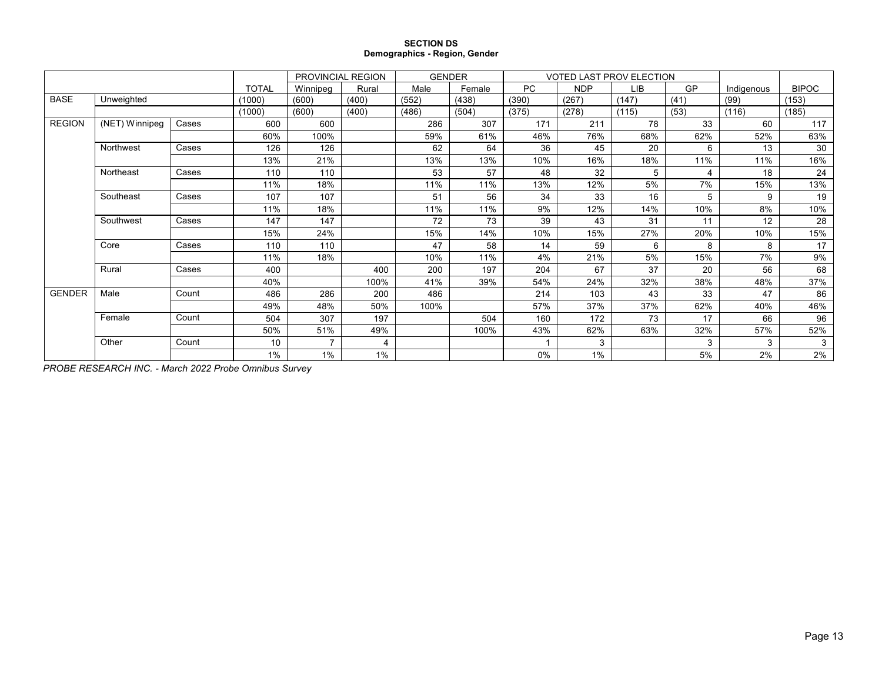**SECTION DS**
**Demographics - Region, Gender**

| | | | TOTAL | PROVINCIAL REGION | | GENDER | | VOTED LAST PROV ELECTION | | | | Indigenous | BIPOC |
|---|---|---|---|---|---|---|---|---|---|---|---|---|---|
| | | | | Winnipeg | Rural | Male | Female | PC | NDP | LIB | GP | | |
| BASE | Unweighted | | (1000) | (600) | (400) | (552) | (438) | (390) | (267) | (147) | (41) | (99) | (153) |
| | | | (1000) | (600) | (400) | (486) | (504) | (375) | (278) | (115) | (53) | (116) | (185) |
| REGION | (NET) Winnipeg | Cases | 600 | 600 | | 286 | 307 | 171 | 211 | 78 | 33 | 60 | 117 |
| | | | 60% | 100% | | 59% | 61% | 46% | 76% | 68% | 62% | 52% | 63% |
| | Northwest | Cases | 126 | 126 | | 62 | 64 | 36 | 45 | 20 | 6 | 13 | 30 |
| | | | 13% | 21% | | 13% | 13% | 10% | 16% | 18% | 11% | 11% | 16% |
| | Northeast | Cases | 110 | 110 | | 53 | 57 | 48 | 32 | 5 | 4 | 18 | 24 |
| | | | 11% | 18% | | 11% | 11% | 13% | 12% | 5% | 7% | 15% | 13% |
| | Southeast | Cases | 107 | 107 | | 51 | 56 | 34 | 33 | 16 | 5 | 9 | 19 |
| | | | 11% | 18% | | 11% | 11% | 9% | 12% | 14% | 10% | 8% | 10% |
| | Southwest | Cases | 147 | 147 | | 72 | 73 | 39 | 43 | 31 | 11 | 12 | 28 |
| | | | 15% | 24% | | 15% | 14% | 10% | 15% | 27% | 20% | 10% | 15% |
| | Core | Cases | 110 | 110 | | 47 | 58 | 14 | 59 | 6 | 8 | 8 | 17 |
| | | | 11% | 18% | | 10% | 11% | 4% | 21% | 5% | 15% | 7% | 9% |
| | Rural | Cases | 400 | | 400 | 200 | 197 | 204 | 67 | 37 | 20 | 56 | 68 |
| | | | 40% | | 100% | 41% | 39% | 54% | 24% | 32% | 38% | 48% | 37% |
| GENDER | Male | Count | 486 | 286 | 200 | 486 | | 214 | 103 | 43 | 33 | 47 | 86 |
| | | | 49% | 48% | 50% | 100% | | 57% | 37% | 37% | 62% | 40% | 46% |
| | Female | Count | 504 | 307 | 197 | | 504 | 160 | 172 | 73 | 17 | 66 | 96 |
| | | | 50% | 51% | 49% | | 100% | 43% | 62% | 63% | 32% | 57% | 52% |
| | Other | Count | 10 | 7 | 4 | | | 1 | 3 | | 3 | 3 | 3 |
| | | | 1% | 1% | 1% | | | 0% | 1% | | 5% | 2% | 2% |

*PROBE RESEARCH INC. - March 2022 Probe Omnibus Survey*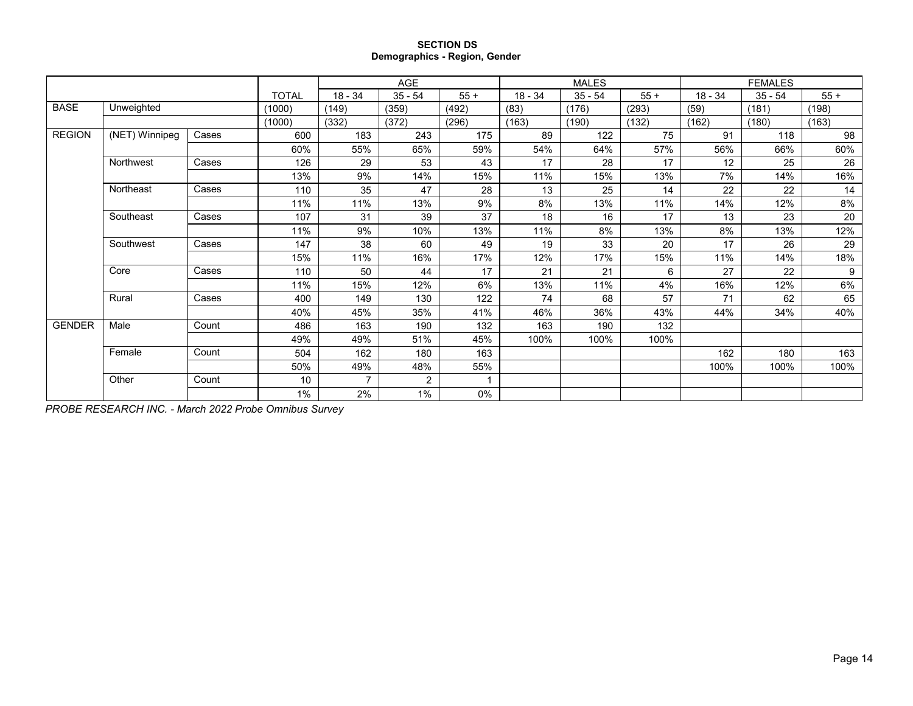**SECTION DS**
**Demographics - Region, Gender**

| | | | | AGE | | | MALES | | | FEMALES | | |
|---|---|---|---|---|---|---|---|---|---|---|---|---|
| | | | TOTAL | 18 - 34 | 35 - 54 | 55 + | 18 - 34 | 35 - 54 | 55 + | 18 - 34 | 35 - 54 | 55 + |
| BASE | Unweighted | | (1000) | (149) | (359) | (492) | (83) | (176) | (293) | (59) | (181) | (198) |
| | | | (1000) | (332) | (372) | (296) | (163) | (190) | (132) | (162) | (180) | (163) |
| REGION | (NET) Winnipeg | Cases | 600 | 183 | 243 | 175 | 89 | 122 | 75 | 91 | 118 | 98 |
| | | | 60% | 55% | 65% | 59% | 54% | 64% | 57% | 56% | 66% | 60% |
| | Northwest | Cases | 126 | 29 | 53 | 43 | 17 | 28 | 17 | 12 | 25 | 26 |
| | | | 13% | 9% | 14% | 15% | 11% | 15% | 13% | 7% | 14% | 16% |
| | Northeast | Cases | 110 | 35 | 47 | 28 | 13 | 25 | 14 | 22 | 22 | 14 |
| | | | 11% | 11% | 13% | 9% | 8% | 13% | 11% | 14% | 12% | 8% |
| | Southeast | Cases | 107 | 31 | 39 | 37 | 18 | 16 | 17 | 13 | 23 | 20 |
| | | | 11% | 9% | 10% | 13% | 11% | 8% | 13% | 8% | 13% | 12% |
| | Southwest | Cases | 147 | 38 | 60 | 49 | 19 | 33 | 20 | 17 | 26 | 29 |
| | | | 15% | 11% | 16% | 17% | 12% | 17% | 15% | 11% | 14% | 18% |
| | Core | Cases | 110 | 50 | 44 | 17 | 21 | 21 | 6 | 27 | 22 | 9 |
| | | | 11% | 15% | 12% | 6% | 13% | 11% | 4% | 16% | 12% | 6% |
| | Rural | Cases | 400 | 149 | 130 | 122 | 74 | 68 | 57 | 71 | 62 | 65 |
| | | | 40% | 45% | 35% | 41% | 46% | 36% | 43% | 44% | 34% | 40% |
| GENDER | Male | Count | 486 | 163 | 190 | 132 | 163 | 190 | 132 | | | |
| | | | 49% | 49% | 51% | 45% | 100% | 100% | 100% | | | |
| | Female | Count | 504 | 162 | 180 | 163 | | | | 162 | 180 | 163 |
| | | | 50% | 49% | 48% | 55% | | | | 100% | 100% | 100% |
| | Other | Count | 10 | 7 | 2 | 1 | | | | | | |
| | | | 1% | 2% | 1% | 0% | | | | | | |

*PROBE RESEARCH INC. - March 2022 Probe Omnibus Survey*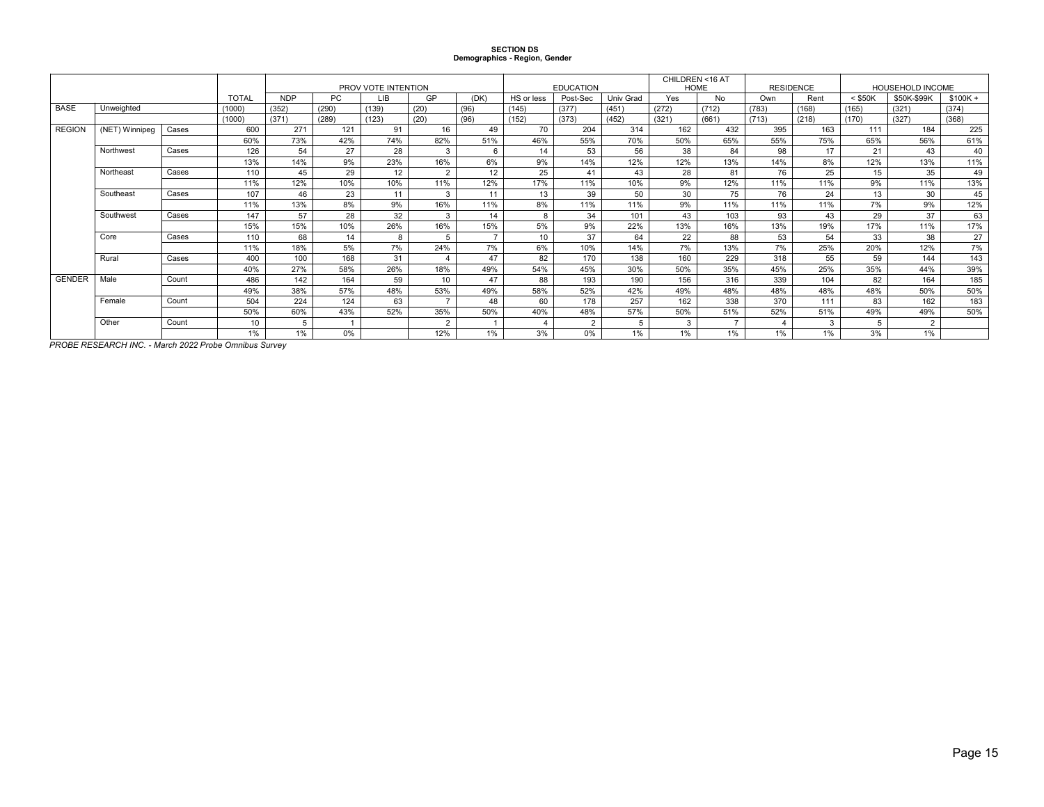**SECTION DS**
**Demographics - Region, Gender**

| | | | | PROV VOTE INTENTION | | | | | EDUCATION | | | CHILDREN <16 AT HOME | | RESIDENCE | | HOUSEHOLD INCOME | | |
|---|---|---|---|---|---|---|---|---|---|---|---|---|---|---|---|---|---|---|
| | | | TOTAL | NDP | PC | LIB | GP | (DK) | HS or less | Post-Sec | Univ Grad | Yes | No | Own | Rent | < $50K | $50K-$99K | $100K + |
| BASE | Unweighted | | (1000) | (352) | (290) | (139) | (20) | (96) | (145) | (377) | (451) | (272) | (712) | (783) | (168) | (165) | (321) | (374) |
| | | | (1000) | (371) | (289) | (123) | (20) | (96) | (152) | (373) | (452) | (321) | (661) | (713) | (218) | (170) | (327) | (368) |
| REGION | (NET) Winnipeg | Cases | 600 | 271 | 121 | 91 | 16 | 49 | 70 | 204 | 314 | 162 | 432 | 395 | 163 | 111 | 184 | 225 |
| | | | 60% | 73% | 42% | 74% | 82% | 51% | 46% | 55% | 70% | 50% | 65% | 55% | 75% | 65% | 56% | 61% |
| | Northwest | Cases | 126 | 54 | 27 | 28 | 3 | 6 | 14 | 53 | 56 | 38 | 84 | 98 | 17 | 21 | 43 | 40 |
| | | | 13% | 14% | 9% | 23% | 16% | 6% | 9% | 14% | 12% | 12% | 13% | 14% | 8% | 12% | 13% | 11% |
| | Northeast | Cases | 110 | 45 | 29 | 12 | 2 | 12 | 25 | 41 | 43 | 28 | 81 | 76 | 25 | 15 | 35 | 49 |
| | | | 11% | 12% | 10% | 10% | 11% | 12% | 17% | 11% | 10% | 9% | 12% | 11% | 11% | 9% | 11% | 13% |
| | Southeast | Cases | 107 | 46 | 23 | 11 | 3 | 11 | 13 | 39 | 50 | 30 | 75 | 76 | 24 | 13 | 30 | 45 |
| | | | 11% | 13% | 8% | 9% | 16% | 11% | 8% | 11% | 11% | 9% | 11% | 11% | 11% | 7% | 9% | 12% |
| | Southwest | Cases | 147 | 57 | 28 | 32 | 3 | 14 | 8 | 34 | 101 | 43 | 103 | 93 | 43 | 29 | 37 | 63 |
| | | | 15% | 15% | 10% | 26% | 16% | 15% | 5% | 9% | 22% | 13% | 16% | 13% | 19% | 17% | 11% | 17% |
| | Core | Cases | 110 | 68 | 14 | 8 | 5 | 7 | 10 | 37 | 64 | 22 | 88 | 53 | 54 | 33 | 38 | 27 |
| | | | 11% | 18% | 5% | 7% | 24% | 7% | 6% | 10% | 14% | 7% | 13% | 7% | 25% | 20% | 12% | 7% |
| | Rural | Cases | 400 | 100 | 168 | 31 | 4 | 47 | 82 | 170 | 138 | 160 | 229 | 318 | 55 | 59 | 144 | 143 |
| | | | 40% | 27% | 58% | 26% | 18% | 49% | 54% | 45% | 30% | 50% | 35% | 45% | 25% | 35% | 44% | 39% |
| GENDER | Male | Count | 486 | 142 | 164 | 59 | 10 | 47 | 88 | 193 | 190 | 156 | 316 | 339 | 104 | 82 | 164 | 185 |
| | | | 49% | 38% | 57% | 48% | 53% | 49% | 58% | 52% | 42% | 49% | 48% | 48% | 48% | 48% | 50% | 50% |
| | Female | Count | 504 | 224 | 124 | 63 | 7 | 48 | 60 | 178 | 257 | 162 | 338 | 370 | 111 | 83 | 162 | 183 |
| | | | 50% | 60% | 43% | 52% | 35% | 50% | 40% | 48% | 57% | 50% | 51% | 52% | 51% | 49% | 49% | 50% |
| | Other | Count | 10 | 5 | 1 | | 2 | 1 | 4 | 2 | 5 | 3 | 7 | 4 | 3 | 5 | 2 | |
| | | | 1% | 1% | 0% | | 12% | 1% | 3% | 0% | 1% | 1% | 1% | 1% | 1% | 3% | 1% | |

*PROBE RESEARCH INC. - March 2022 Probe Omnibus Survey*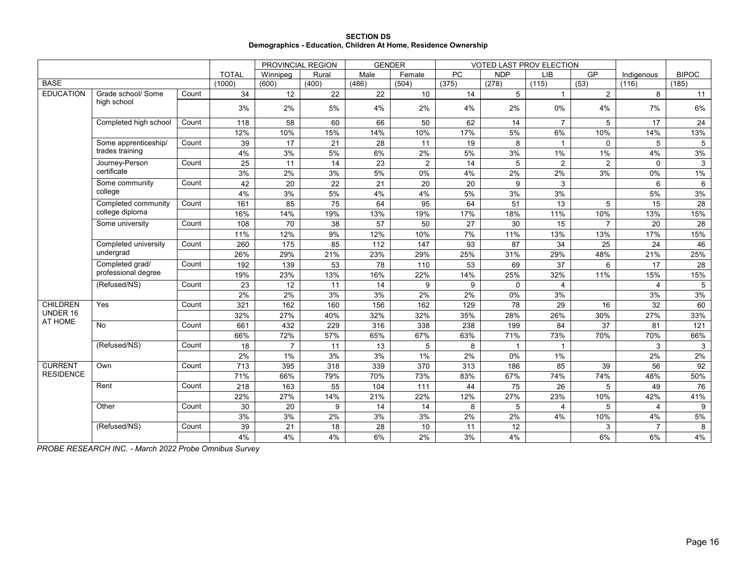**SECTION DS**
**Demographics - Education, Children At Home, Residence Ownership**

| | | | TOTAL | PROVINCIAL REGION | | GENDER | | VOTED LAST PROV ELECTION | | | | Indigenous | BIPOC |
|---|---|---|---|---|---|---|---|---|---|---|---|---|---|
| | | | | Winnipeg | Rural | Male | Female | PC | NDP | LIB | GP | | |
| BASE | | | (1000) | (600) | (400) | (486) | (504) | (375) | (278) | (115) | (53) | (116) | (185) |
| EDUCATION | Grade school/ Some high school | Count | 34 | 12 | 22 | 22 | 10 | 14 | 5 | 1 | 2 | 8 | 11 |
| | | | 3% | 2% | 5% | 4% | 2% | 4% | 2% | 0% | 4% | 7% | 6% |
| | Completed high school | Count | 118 | 58 | 60 | 66 | 50 | 62 | 14 | 7 | 5 | 17 | 24 |
| | | | 12% | 10% | 15% | 14% | 10% | 17% | 5% | 6% | 10% | 14% | 13% |
| | Some apprenticeship/ trades training | Count | 39 | 17 | 21 | 28 | 11 | 19 | 8 | 1 | 0 | 5 | 5 |
| | | | 4% | 3% | 5% | 6% | 2% | 5% | 3% | 1% | 1% | 4% | 3% |
| | Journey-Person certificate | Count | 25 | 11 | 14 | 23 | 2 | 14 | 5 | 2 | 2 | 0 | 3 |
| | | | 3% | 2% | 3% | 5% | 0% | 4% | 2% | 2% | 3% | 0% | 1% |
| | Some community college | Count | 42 | 20 | 22 | 21 | 20 | 20 | 9 | 3 | | 6 | 6 |
| | | | 4% | 3% | 5% | 4% | 4% | 5% | 3% | 3% | | 5% | 3% |
| | Completed community college diploma | Count | 161 | 85 | 75 | 64 | 95 | 64 | 51 | 13 | 5 | 15 | 28 |
| | | | 16% | 14% | 19% | 13% | 19% | 17% | 18% | 11% | 10% | 13% | 15% |
| | Some university | Count | 108 | 70 | 38 | 57 | 50 | 27 | 30 | 15 | 7 | 20 | 28 |
| | | | 11% | 12% | 9% | 12% | 10% | 7% | 11% | 13% | 13% | 17% | 15% |
| | Completed university undergrad | Count | 260 | 175 | 85 | 112 | 147 | 93 | 87 | 34 | 25 | 24 | 46 |
| | | | 26% | 29% | 21% | 23% | 29% | 25% | 31% | 29% | 48% | 21% | 25% |
| | Completed grad/ professional degree | Count | 192 | 139 | 53 | 78 | 110 | 53 | 69 | 37 | 6 | 17 | 28 |
| | | | 19% | 23% | 13% | 16% | 22% | 14% | 25% | 32% | 11% | 15% | 15% |
| | (Refused/NS) | Count | 23 | 12 | 11 | 14 | 9 | 9 | 0 | 4 | | 4 | 5 |
| | | | 2% | 2% | 3% | 3% | 2% | 2% | 0% | 3% | | 3% | 3% |
| CHILDREN UNDER 16 AT HOME | Yes | Count | 321 | 162 | 160 | 156 | 162 | 129 | 78 | 29 | 16 | 32 | 60 |
| | | | 32% | 27% | 40% | 32% | 32% | 35% | 28% | 26% | 30% | 27% | 33% |
| | No | Count | 661 | 432 | 229 | 316 | 338 | 238 | 199 | 84 | 37 | 81 | 121 |
| | | | 66% | 72% | 57% | 65% | 67% | 63% | 71% | 73% | 70% | 70% | 66% |
| | (Refused/NS) | Count | 18 | 7 | 11 | 13 | 5 | 8 | 1 | 1 | | 3 | 3 |
| | | | 2% | 1% | 3% | 3% | 1% | 2% | 0% | 1% | | 2% | 2% |
| CURRENT RESIDENCE | Own | Count | 713 | 395 | 318 | 339 | 370 | 313 | 186 | 85 | 39 | 56 | 92 |
| | | | 71% | 66% | 79% | 70% | 73% | 83% | 67% | 74% | 74% | 48% | 50% |
| | Rent | Count | 218 | 163 | 55 | 104 | 111 | 44 | 75 | 26 | 5 | 49 | 76 |
| | | | 22% | 27% | 14% | 21% | 22% | 12% | 27% | 23% | 10% | 42% | 41% |
| | Other | Count | 30 | 20 | 9 | 14 | 14 | 8 | 5 | 4 | 5 | 4 | 9 |
| | | | 3% | 3% | 2% | 3% | 3% | 2% | 2% | 4% | 10% | 4% | 5% |
| | (Refused/NS) | Count | 39 | 21 | 18 | 28 | 10 | 11 | 12 | | 3 | 7 | 8 |
| | | | 4% | 4% | 4% | 6% | 2% | 3% | 4% | | 6% | 6% | 4% |

*PROBE RESEARCH INC. - March 2022 Probe Omnibus Survey*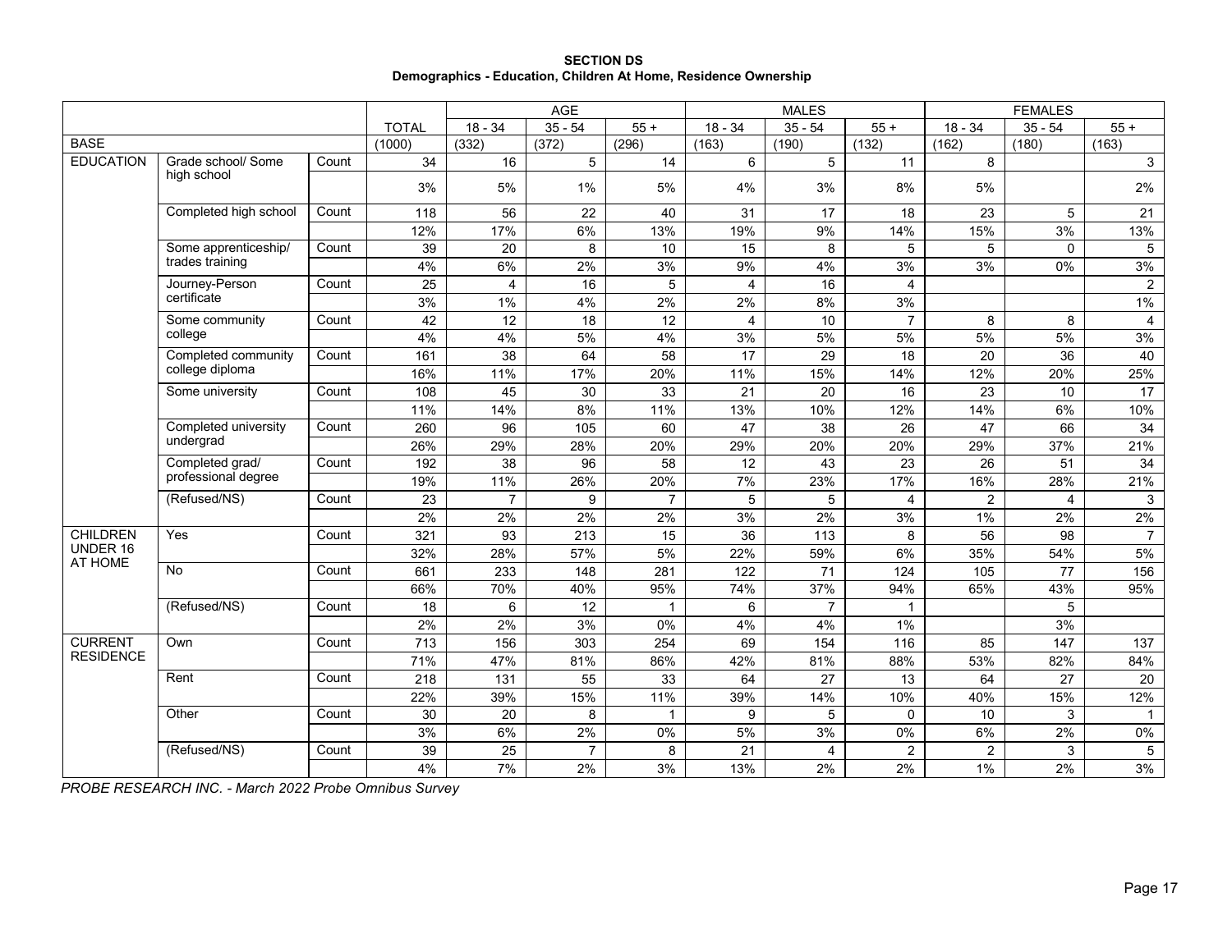**SECTION DS**
**Demographics - Education, Children At Home, Residence Ownership**

| | | | TOTAL | AGE | | | MALES | | | FEMALES | | |
|---|---|---|---|---|---|---|---|---|---|---|---|---|
| | | | | 18 - 34 | 35 - 54 | 55 + | 18 - 34 | 35 - 54 | 55 + | 18 - 34 | 35 - 54 | 55 + |
| BASE | | | (1000) | (332) | (372) | (296) | (163) | (190) | (132) | (162) | (180) | (163) |
| EDUCATION | Grade school/ Some high school | Count | 34 | 16 | 5 | 14 | 6 | 5 | 11 | 8 | | 3 |
| | | | 3% | 5% | 1% | 5% | 4% | 3% | 8% | 5% | | 2% |
| | Completed high school | Count | 118 | 56 | 22 | 40 | 31 | 17 | 18 | 23 | 5 | 21 |
| | | | 12% | 17% | 6% | 13% | 19% | 9% | 14% | 15% | 3% | 13% |
| | Some apprenticeship/ trades training | Count | 39 | 20 | 8 | 10 | 15 | 8 | 5 | 5 | 0 | 5 |
| | | | 4% | 6% | 2% | 3% | 9% | 4% | 3% | 3% | 0% | 3% |
| | Journey-Person certificate | Count | 25 | 4 | 16 | 5 | 4 | 16 | 4 | | | 2 |
| | | | 3% | 1% | 4% | 2% | 2% | 8% | 3% | | | 1% |
| | Some community college | Count | 42 | 12 | 18 | 12 | 4 | 10 | 7 | 8 | 8 | 4 |
| | | | 4% | 4% | 5% | 4% | 3% | 5% | 5% | 5% | 5% | 3% |
| | Completed community college diploma | Count | 161 | 38 | 64 | 58 | 17 | 29 | 18 | 20 | 36 | 40 |
| | | | 16% | 11% | 17% | 20% | 11% | 15% | 14% | 12% | 20% | 25% |
| | Some university | Count | 108 | 45 | 30 | 33 | 21 | 20 | 16 | 23 | 10 | 17 |
| | | | 11% | 14% | 8% | 11% | 13% | 10% | 12% | 14% | 6% | 10% |
| | Completed university undergrad | Count | 260 | 96 | 105 | 60 | 47 | 38 | 26 | 47 | 66 | 34 |
| | | | 26% | 29% | 28% | 20% | 29% | 20% | 20% | 29% | 37% | 21% |
| | Completed grad/ professional degree | Count | 192 | 38 | 96 | 58 | 12 | 43 | 23 | 26 | 51 | 34 |
| | | | 19% | 11% | 26% | 20% | 7% | 23% | 17% | 16% | 28% | 21% |
| | (Refused/NS) | Count | 23 | 7 | 9 | 7 | 5 | 5 | 4 | 2 | 4 | 3 |
| | | | 2% | 2% | 2% | 2% | 3% | 2% | 3% | 1% | 2% | 2% |
| CHILDREN UNDER 16 AT HOME | Yes | Count | 321 | 93 | 213 | 15 | 36 | 113 | 8 | 56 | 98 | 7 |
| | | | 32% | 28% | 57% | 5% | 22% | 59% | 6% | 35% | 54% | 5% |
| | No | Count | 661 | 233 | 148 | 281 | 122 | 71 | 124 | 105 | 77 | 156 |
| | | | 66% | 70% | 40% | 95% | 74% | 37% | 94% | 65% | 43% | 95% |
| | (Refused/NS) | Count | 18 | 6 | 12 | 1 | 6 | 7 | 1 | | 5 | |
| | | | 2% | 2% | 3% | 0% | 4% | 4% | 1% | | 3% | |
| CURRENT RESIDENCE | Own | Count | 713 | 156 | 303 | 254 | 69 | 154 | 116 | 85 | 147 | 137 |
| | | | 71% | 47% | 81% | 86% | 42% | 81% | 88% | 53% | 82% | 84% |
| | Rent | Count | 218 | 131 | 55 | 33 | 64 | 27 | 13 | 64 | 27 | 20 |
| | | | 22% | 39% | 15% | 11% | 39% | 14% | 10% | 40% | 15% | 12% |
| | Other | Count | 30 | 20 | 8 | 1 | 9 | 5 | 0 | 10 | 3 | 1 |
| | | | 3% | 6% | 2% | 0% | 5% | 3% | 0% | 6% | 2% | 0% |
| | (Refused/NS) | Count | 39 | 25 | 7 | 8 | 21 | 4 | 2 | 2 | 3 | 5 |
| | | | 4% | 7% | 2% | 3% | 13% | 2% | 2% | 1% | 2% | 3% |

*PROBE RESEARCH INC. - March 2022 Probe Omnibus Survey*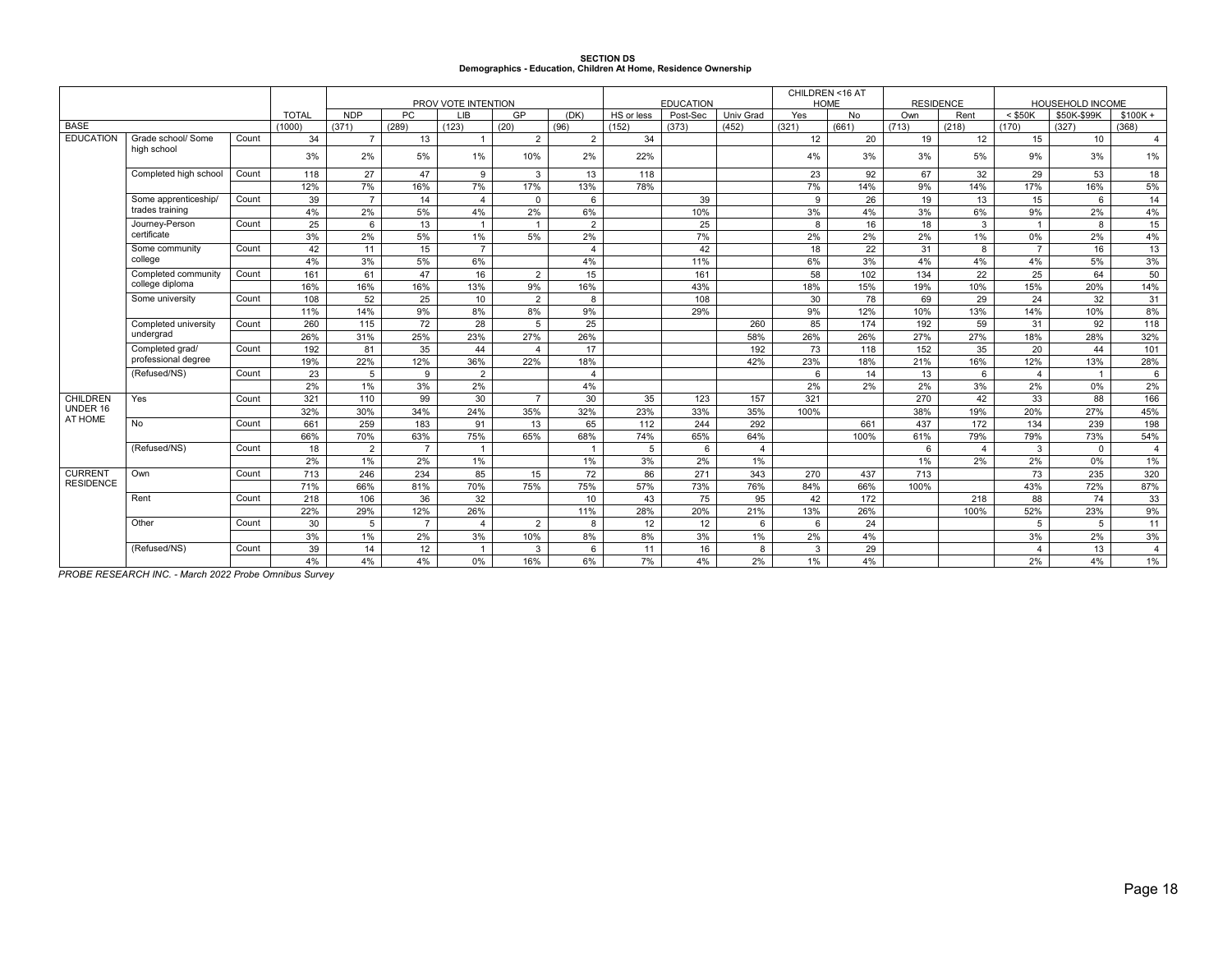**SECTION DS**
**Demographics - Education, Children At Home, Residence Ownership**

| | | | | PROV VOTE INTENTION | | | | | EDUCATION | | | CHILDREN <16 AT HOME | | RESIDENCE | | HOUSEHOLD INCOME | | |
|---|---|---|---|---|---|---|---|---|---|---|---|---|---|---|---|---|---|---|
| | | | TOTAL | NDP | PC | LIB | GP | (DK) | HS or less | Post-Sec | Univ Grad | Yes | No | Own | Rent | < $50K | $50K-$99K | $100K + |
| BASE | | | (1000) | (371) | (289) | (123) | (20) | (96) | (152) | (373) | (452) | (321) | (661) | (713) | (218) | (170) | (327) | (368) |
| EDUCATION | Grade school/ Some high school | Count | 34 | 7 | 13 | 1 | 2 | 2 | 34 | | | 12 | 20 | 19 | 12 | 15 | 10 | 4 |
| | | | 3% | 2% | 5% | 1% | 10% | 2% | 22% | | | 4% | 3% | 3% | 5% | 9% | 3% | 1% |
| | Completed high school | Count | 118 | 27 | 47 | 9 | 3 | 13 | 118 | | | 23 | 92 | 67 | 32 | 29 | 53 | 18 |
| | | | 12% | 7% | 16% | 7% | 17% | 13% | 78% | | | 7% | 14% | 9% | 14% | 17% | 16% | 5% |
| | Some apprenticeship/ trades training | Count | 39 | 7 | 14 | 4 | 0 | 6 | | 39 | | 9 | 26 | 19 | 13 | 15 | 6 | 14 |
| | | | 4% | 2% | 5% | 4% | 2% | 6% | | 10% | | 3% | 4% | 3% | 6% | 9% | 2% | 4% |
| | Journey-Person certificate | Count | 25 | 6 | 13 | 1 | 1 | 2 | | 25 | | 8 | 16 | 18 | 3 | 1 | 8 | 15 |
| | | | 3% | 2% | 5% | 1% | 5% | 2% | | 7% | | 2% | 2% | 2% | 1% | 0% | 2% | 4% |
| | Some community college | Count | 42 | 11 | 15 | 7 | | 4 | | 42 | | 18 | 22 | 31 | 8 | 7 | 16 | 13 |
| | | | 4% | 3% | 5% | 6% | | 4% | | 11% | | 6% | 3% | 4% | 4% | 4% | 5% | 3% |
| | Completed community college diploma | Count | 161 | 61 | 47 | 16 | 2 | 15 | | 161 | | 58 | 102 | 134 | 22 | 25 | 64 | 50 |
| | | | 16% | 16% | 16% | 13% | 9% | 16% | | 43% | | 18% | 15% | 19% | 10% | 15% | 20% | 14% |
| | Some university | Count | 108 | 52 | 25 | 10 | 2 | 8 | | 108 | | 30 | 78 | 69 | 29 | 24 | 32 | 31 |
| | | | 11% | 14% | 9% | 8% | 8% | 9% | | 29% | | 9% | 12% | 10% | 13% | 14% | 10% | 8% |
| | Completed university undergrad | Count | 260 | 115 | 72 | 28 | 5 | 25 | | | 260 | 85 | 174 | 192 | 59 | 31 | 92 | 118 |
| | | | 26% | 31% | 25% | 23% | 27% | 26% | | | 58% | 26% | 26% | 27% | 27% | 18% | 28% | 32% |
| | Completed grad/ professional degree | Count | 192 | 81 | 35 | 44 | 4 | 17 | | | 192 | 73 | 118 | 152 | 35 | 20 | 44 | 101 |
| | | | 19% | 22% | 12% | 36% | 22% | 18% | | | 42% | 23% | 18% | 21% | 16% | 12% | 13% | 28% |
| | (Refused/NS) | Count | 23 | 5 | 9 | 2 | | 4 | | | | 6 | 14 | 13 | 6 | 4 | 1 | 6 |
| | | | 2% | 1% | 3% | 2% | | 4% | | | | 2% | 2% | 2% | 3% | 2% | 0% | 2% |
| CHILDREN UNDER 16 AT HOME | Yes | Count | 321 | 110 | 99 | 30 | 7 | 30 | 35 | 123 | 157 | 321 | | 270 | 42 | 33 | 88 | 166 |
| | | | 32% | 30% | 34% | 24% | 35% | 32% | 23% | 33% | 35% | 100% | | 38% | 19% | 20% | 27% | 45% |
| | No | Count | 661 | 259 | 183 | 91 | 13 | 65 | 112 | 244 | 292 | | 661 | 437 | 172 | 134 | 239 | 198 |
| | | | 66% | 70% | 63% | 75% | 65% | 68% | 74% | 65% | 64% | | 100% | 61% | 79% | 79% | 73% | 54% |
| | (Refused/NS) | Count | 18 | 2 | 7 | 1 | | 1 | 5 | 6 | 4 | | | 6 | 4 | 3 | 0 | 4 |
| | | | 2% | 1% | 2% | 1% | | 1% | 3% | 2% | 1% | | | 1% | 2% | 2% | 0% | 1% |
| CURRENT RESIDENCE | Own | Count | 713 | 246 | 234 | 85 | 15 | 72 | 86 | 271 | 343 | 270 | 437 | 713 | | 73 | 235 | 320 |
| | | | 71% | 66% | 81% | 70% | 75% | 75% | 57% | 73% | 76% | 84% | 66% | 100% | | 43% | 72% | 87% |
| | Rent | Count | 218 | 106 | 36 | 32 | | 10 | 43 | 75 | 95 | 42 | 172 | | 218 | 88 | 74 | 33 |
| | | | 22% | 29% | 12% | 26% | | 11% | 28% | 20% | 21% | 13% | 26% | | 100% | 52% | 23% | 9% |
| | Other | Count | 30 | 5 | 7 | 4 | 2 | 8 | 12 | 12 | 6 | 6 | 24 | | | 5 | 5 | 11 |
| | | | 3% | 1% | 2% | 3% | 10% | 8% | 8% | 3% | 1% | 2% | 4% | | | 3% | 2% | 3% |
| | (Refused/NS) | Count | 39 | 14 | 12 | 1 | 3 | 6 | 11 | 16 | 8 | 3 | 29 | | | 4 | 13 | 4 |
| | | | 4% | 4% | 4% | 0% | 16% | 6% | 7% | 4% | 2% | 1% | 4% | | | 2% | 4% | 1% |

*PROBE RESEARCH INC. - March 2022 Probe Omnibus Survey*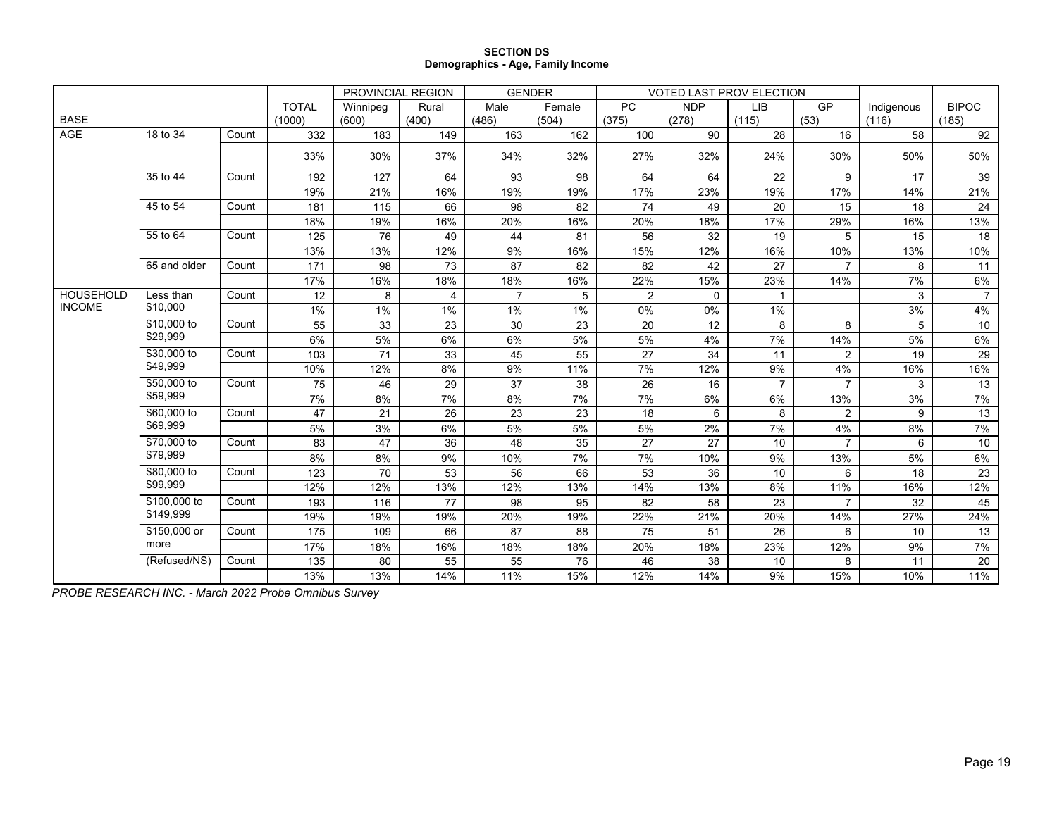**SECTION DS**
**Demographics - Age, Family Income**

| | | | | PROVINCIAL REGION | | GENDER | | VOTED LAST PROV ELECTION | | | | | |
|---|---|---|---|---|---|---|---|---|---|---|---|---|---|
| | | | TOTAL | Winnipeg | Rural | Male | Female | PC | NDP | LIB | GP | Indigenous | BIPOC |
| BASE | | | (1000) | (600) | (400) | (486) | (504) | (375) | (278) | (115) | (53) | (116) | (185) |
| AGE | 18 to 34 | Count | 332 | 183 | 149 | 163 | 162 | 100 | 90 | 28 | 16 | 58 | 92 |
| | | | 33% | 30% | 37% | 34% | 32% | 27% | 32% | 24% | 30% | 50% | 50% |
| | 35 to 44 | Count | 192 | 127 | 64 | 93 | 98 | 64 | 64 | 22 | 9 | 17 | 39 |
| | | | 19% | 21% | 16% | 19% | 19% | 17% | 23% | 19% | 17% | 14% | 21% |
| | 45 to 54 | Count | 181 | 115 | 66 | 98 | 82 | 74 | 49 | 20 | 15 | 18 | 24 |
| | | | 18% | 19% | 16% | 20% | 16% | 20% | 18% | 17% | 29% | 16% | 13% |
| | 55 to 64 | Count | 125 | 76 | 49 | 44 | 81 | 56 | 32 | 19 | 5 | 15 | 18 |
| | | | 13% | 13% | 12% | 9% | 16% | 15% | 12% | 16% | 10% | 13% | 10% |
| | 65 and older | Count | 171 | 98 | 73 | 87 | 82 | 82 | 42 | 27 | 7 | 8 | 11 |
| | | | 17% | 16% | 18% | 18% | 16% | 22% | 15% | 23% | 14% | 7% | 6% |
| HOUSEHOLD INCOME | Less than $10,000 | Count | 12 | 8 | 4 | 7 | 5 | 2 | 0 | 1 | | 3 | 7 |
| | | | 1% | 1% | 1% | 1% | 1% | 0% | 0% | 1% | | 3% | 4% |
| | $10,000 to $29,999 | Count | 55 | 33 | 23 | 30 | 23 | 20 | 12 | 8 | 8 | 5 | 10 |
| | | | 6% | 5% | 6% | 6% | 5% | 5% | 4% | 7% | 14% | 5% | 6% |
| | $30,000 to $49,999 | Count | 103 | 71 | 33 | 45 | 55 | 27 | 34 | 11 | 2 | 19 | 29 |
| | | | 10% | 12% | 8% | 9% | 11% | 7% | 12% | 9% | 4% | 16% | 16% |
| | $50,000 to $59,999 | Count | 75 | 46 | 29 | 37 | 38 | 26 | 16 | 7 | 7 | 3 | 13 |
| | | | 7% | 8% | 7% | 8% | 7% | 7% | 6% | 6% | 13% | 3% | 7% |
| | $60,000 to $69,999 | Count | 47 | 21 | 26 | 23 | 23 | 18 | 6 | 8 | 2 | 9 | 13 |
| | | | 5% | 3% | 6% | 5% | 5% | 5% | 2% | 7% | 4% | 8% | 7% |
| | $70,000 to $79,999 | Count | 83 | 47 | 36 | 48 | 35 | 27 | 27 | 10 | 7 | 6 | 10 |
| | | | 8% | 8% | 9% | 10% | 7% | 7% | 10% | 9% | 13% | 5% | 6% |
| | $80,000 to $99,999 | Count | 123 | 70 | 53 | 56 | 66 | 53 | 36 | 10 | 6 | 18 | 23 |
| | | | 12% | 12% | 13% | 12% | 13% | 14% | 13% | 8% | 11% | 16% | 12% |
| | $100,000 to $149,999 | Count | 193 | 116 | 77 | 98 | 95 | 82 | 58 | 23 | 7 | 32 | 45 |
| | | | 19% | 19% | 19% | 20% | 19% | 22% | 21% | 20% | 14% | 27% | 24% |
| | $150,000 or more | Count | 175 | 109 | 66 | 87 | 88 | 75 | 51 | 26 | 6 | 10 | 13 |
| | | | 17% | 18% | 16% | 18% | 18% | 20% | 18% | 23% | 12% | 9% | 7% |
| | (Refused/NS) | Count | 135 | 80 | 55 | 55 | 76 | 46 | 38 | 10 | 8 | 11 | 20 |
| | | | 13% | 13% | 14% | 11% | 15% | 12% | 14% | 9% | 15% | 10% | 11% |

*PROBE RESEARCH INC. - March 2022 Probe Omnibus Survey*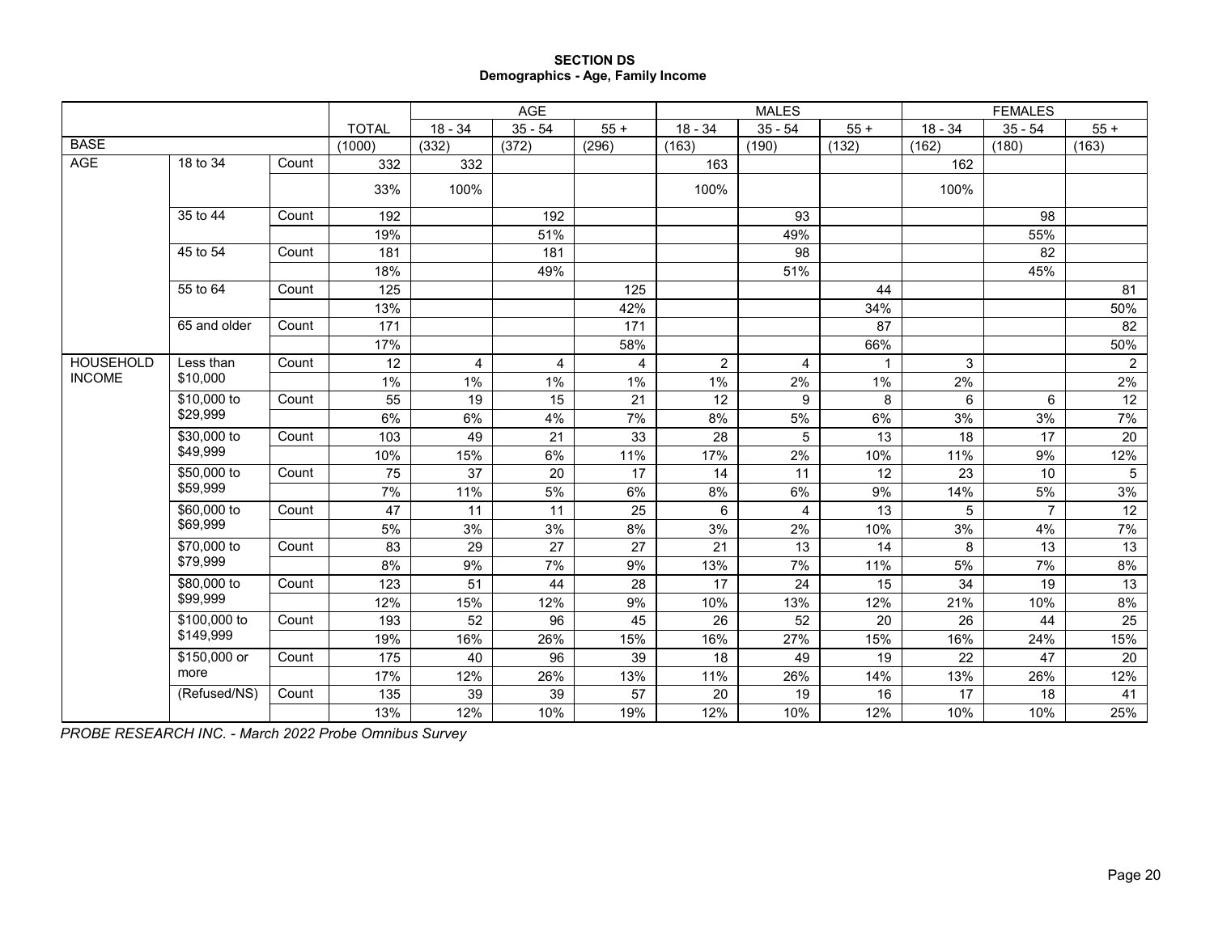**SECTION DS**
**Demographics - Age, Family Income**

| | | | | AGE | | | MALES | | | FEMALES | | |
|---|---|---|---|---|---|---|---|---|---|---|---|---|
| | | | TOTAL | 18 - 34 | 35 - 54 | 55 + | 18 - 34 | 35 - 54 | 55 + | 18 - 34 | 35 - 54 | 55 + |
| BASE | | | (1000) | (332) | (372) | (296) | (163) | (190) | (132) | (162) | (180) | (163) |
| AGE | 18 to 34 | Count | 332 | 332 | | | 163 | | | 162 | | |
| | | | 33% | 100% | | | 100% | | | 100% | | |
| | 35 to 44 | Count | 192 | | 192 | | | 93 | | | 98 | |
| | | | 19% | | 51% | | | 49% | | | 55% | |
| | 45 to 54 | Count | 181 | | 181 | | | 98 | | | 82 | |
| | | | 18% | | 49% | | | 51% | | | 45% | |
| | 55 to 64 | Count | 125 | | | 125 | | | 44 | | | 81 |
| | | | 13% | | | 42% | | | 34% | | | 50% |
| | 65 and older | Count | 171 | | | 171 | | | 87 | | | 82 |
| | | | 17% | | | 58% | | | 66% | | | 50% |
| HOUSEHOLD INCOME | Less than $10,000 | Count | 12 | 4 | 4 | 4 | 2 | 4 | 1 | 3 | | 2 |
| | | | 1% | 1% | 1% | 1% | 1% | 2% | 1% | 2% | | 2% |
| | $10,000 to $29,999 | Count | 55 | 19 | 15 | 21 | 12 | 9 | 8 | 6 | 6 | 12 |
| | | | 6% | 6% | 4% | 7% | 8% | 5% | 6% | 3% | 3% | 7% |
| | $30,000 to $49,999 | Count | 103 | 49 | 21 | 33 | 28 | 5 | 13 | 18 | 17 | 20 |
| | | | 10% | 15% | 6% | 11% | 17% | 2% | 10% | 11% | 9% | 12% |
| | $50,000 to $59,999 | Count | 75 | 37 | 20 | 17 | 14 | 11 | 12 | 23 | 10 | 5 |
| | | | 7% | 11% | 5% | 6% | 8% | 6% | 9% | 14% | 5% | 3% |
| | $60,000 to $69,999 | Count | 47 | 11 | 11 | 25 | 6 | 4 | 13 | 5 | 7 | 12 |
| | | | 5% | 3% | 3% | 8% | 3% | 2% | 10% | 3% | 4% | 7% |
| | $70,000 to $79,999 | Count | 83 | 29 | 27 | 27 | 21 | 13 | 14 | 8 | 13 | 13 |
| | | | 8% | 9% | 7% | 9% | 13% | 7% | 11% | 5% | 7% | 8% |
| | $80,000 to $99,999 | Count | 123 | 51 | 44 | 28 | 17 | 24 | 15 | 34 | 19 | 13 |
| | | | 12% | 15% | 12% | 9% | 10% | 13% | 12% | 21% | 10% | 8% |
| | $100,000 to $149,999 | Count | 193 | 52 | 96 | 45 | 26 | 52 | 20 | 26 | 44 | 25 |
| | | | 19% | 16% | 26% | 15% | 16% | 27% | 15% | 16% | 24% | 15% |
| | $150,000 or more | Count | 175 | 40 | 96 | 39 | 18 | 49 | 19 | 22 | 47 | 20 |
| | | | 17% | 12% | 26% | 13% | 11% | 26% | 14% | 13% | 26% | 12% |
| | (Refused/NS) | Count | 135 | 39 | 39 | 57 | 20 | 19 | 16 | 17 | 18 | 41 |
| | | | 13% | 12% | 10% | 19% | 12% | 10% | 12% | 10% | 10% | 25% |

*PROBE RESEARCH INC. - March 2022 Probe Omnibus Survey*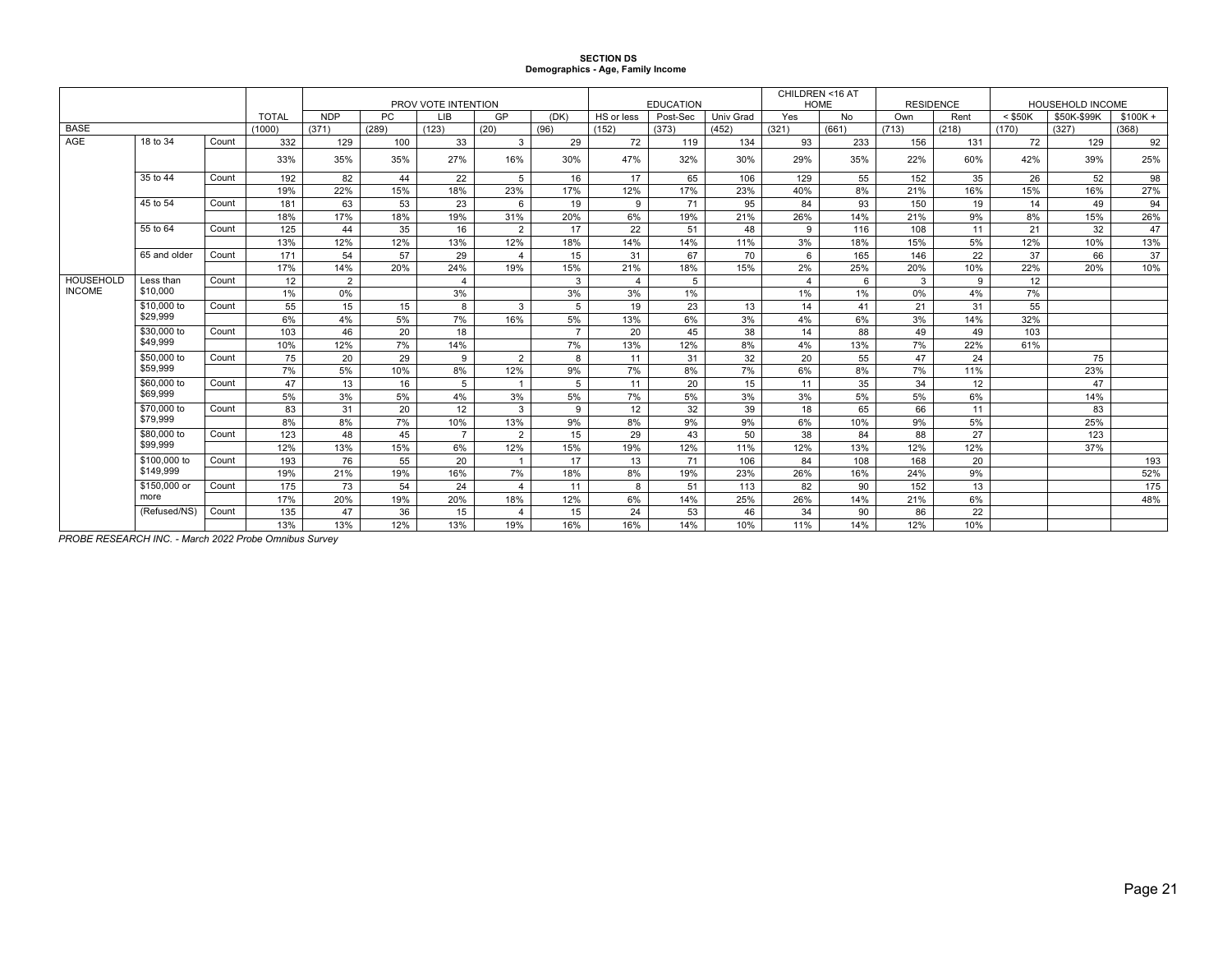**SECTION DS**
**Demographics - Age, Family Income**

| | | | | PROV VOTE INTENTION | | | | | EDUCATION | | | CHILDREN <16 AT HOME | | RESIDENCE | | HOUSEHOLD INCOME | | |
|---|---|---|---|---|---|---|---|---|---|---|---|---|---|---|---|---|---|---|
| | | | TOTAL | NDP | PC | LIB | GP | (DK) | HS or less | Post-Sec | Univ Grad | Yes | No | Own | Rent | < $50K | $50K-$99K | $100K + |
| BASE | | | (1000) | (371) | (289) | (123) | (20) | (96) | (152) | (373) | (452) | (321) | (661) | (713) | (218) | (170) | (327) | (368) |
| AGE | 18 to 34 | Count | 332 | 129 | 100 | 33 | 3 | 29 | 72 | 119 | 134 | 93 | 233 | 156 | 131 | 72 | 129 | 92 |
| | | | 33% | 35% | 35% | 27% | 16% | 30% | 47% | 32% | 30% | 29% | 35% | 22% | 60% | 42% | 39% | 25% |
| | 35 to 44 | Count | 192 | 82 | 44 | 22 | 5 | 16 | 17 | 65 | 106 | 129 | 55 | 152 | 35 | 26 | 52 | 98 |
| | | | 19% | 22% | 15% | 18% | 23% | 17% | 12% | 17% | 23% | 40% | 8% | 21% | 16% | 15% | 16% | 27% |
| | 45 to 54 | Count | 181 | 63 | 53 | 23 | 6 | 19 | 9 | 71 | 95 | 84 | 93 | 150 | 19 | 14 | 49 | 94 |
| | | | 18% | 17% | 18% | 19% | 31% | 20% | 6% | 19% | 21% | 26% | 14% | 21% | 9% | 8% | 15% | 26% |
| | 55 to 64 | Count | 125 | 44 | 35 | 16 | 2 | 17 | 22 | 51 | 48 | 9 | 116 | 108 | 11 | 21 | 32 | 47 |
| | | | 13% | 12% | 12% | 13% | 12% | 18% | 14% | 14% | 11% | 3% | 18% | 15% | 5% | 12% | 10% | 13% |
| | 65 and older | Count | 171 | 54 | 57 | 29 | 4 | 15 | 31 | 67 | 70 | 6 | 165 | 146 | 22 | 37 | 66 | 37 |
| | | | 17% | 14% | 20% | 24% | 19% | 15% | 21% | 18% | 15% | 2% | 25% | 20% | 10% | 22% | 20% | 10% |
| HOUSEHOLD INCOME | Less than $10,000 | Count | 12 | 2 | | 4 | | 3 | 4 | 5 | | 4 | 6 | 3 | 9 | 12 | | |
| | | | 1% | 0% | | 3% | | 3% | 3% | 1% | | 1% | 1% | 0% | 4% | 7% | | |
| | $10,000 to $29,999 | Count | 55 | 15 | 15 | 8 | 3 | 5 | 19 | 23 | 13 | 14 | 41 | 21 | 31 | 55 | | |
| | | | 6% | 4% | 5% | 7% | 16% | 5% | 13% | 6% | 3% | 4% | 6% | 3% | 14% | 32% | | |
| | $30,000 to $49,999 | Count | 103 | 46 | 20 | 18 | | 7 | 20 | 45 | 38 | 14 | 88 | 49 | 49 | 103 | | |
| | | | 10% | 12% | 7% | 14% | | 7% | 13% | 12% | 8% | 4% | 13% | 7% | 22% | 61% | | |
| | $50,000 to $59,999 | Count | 75 | 20 | 29 | 9 | 2 | 8 | 11 | 31 | 32 | 20 | 55 | 47 | 24 | | 75 | |
| | | | 7% | 5% | 10% | 8% | 12% | 9% | 7% | 8% | 7% | 6% | 8% | 7% | 11% | | 23% | |
| | $60,000 to $69,999 | Count | 47 | 13 | 16 | 5 | 1 | 5 | 11 | 20 | 15 | 11 | 35 | 34 | 12 | | 47 | |
| | | | 5% | 3% | 5% | 4% | 3% | 5% | 7% | 5% | 3% | 3% | 5% | 5% | 6% | | 14% | |
| | $70,000 to $79,999 | Count | 83 | 31 | 20 | 12 | 3 | 9 | 12 | 32 | 39 | 18 | 65 | 66 | 11 | | 83 | |
| | | | 8% | 8% | 7% | 10% | 13% | 9% | 8% | 9% | 9% | 6% | 10% | 9% | 5% | | 25% | |
| | $80,000 to $99,999 | Count | 123 | 48 | 45 | 7 | 2 | 15 | 29 | 43 | 50 | 38 | 84 | 88 | 27 | | 123 | |
| | | | 12% | 13% | 15% | 6% | 12% | 15% | 19% | 12% | 11% | 12% | 13% | 12% | 12% | | 37% | |
| | $100,000 to $149,999 | Count | 193 | 76 | 55 | 20 | 1 | 17 | 13 | 71 | 106 | 84 | 108 | 168 | 20 | | | 193 |
| | | | 19% | 21% | 19% | 16% | 7% | 18% | 8% | 19% | 23% | 26% | 16% | 24% | 9% | | | 52% |
| | $150,000 or more | Count | 175 | 73 | 54 | 24 | 4 | 11 | 8 | 51 | 113 | 82 | 90 | 152 | 13 | | | 175 |
| | | | 17% | 20% | 19% | 20% | 18% | 12% | 6% | 14% | 25% | 26% | 14% | 21% | 6% | | | 48% |
| | (Refused/NS) | Count | 135 | 47 | 36 | 15 | 4 | 15 | 24 | 53 | 46 | 34 | 90 | 86 | 22 | | | |
| | | | 13% | 13% | 12% | 13% | 19% | 16% | 16% | 14% | 10% | 11% | 14% | 12% | 10% | | | |

*PROBE RESEARCH INC. - March 2022 Probe Omnibus Survey*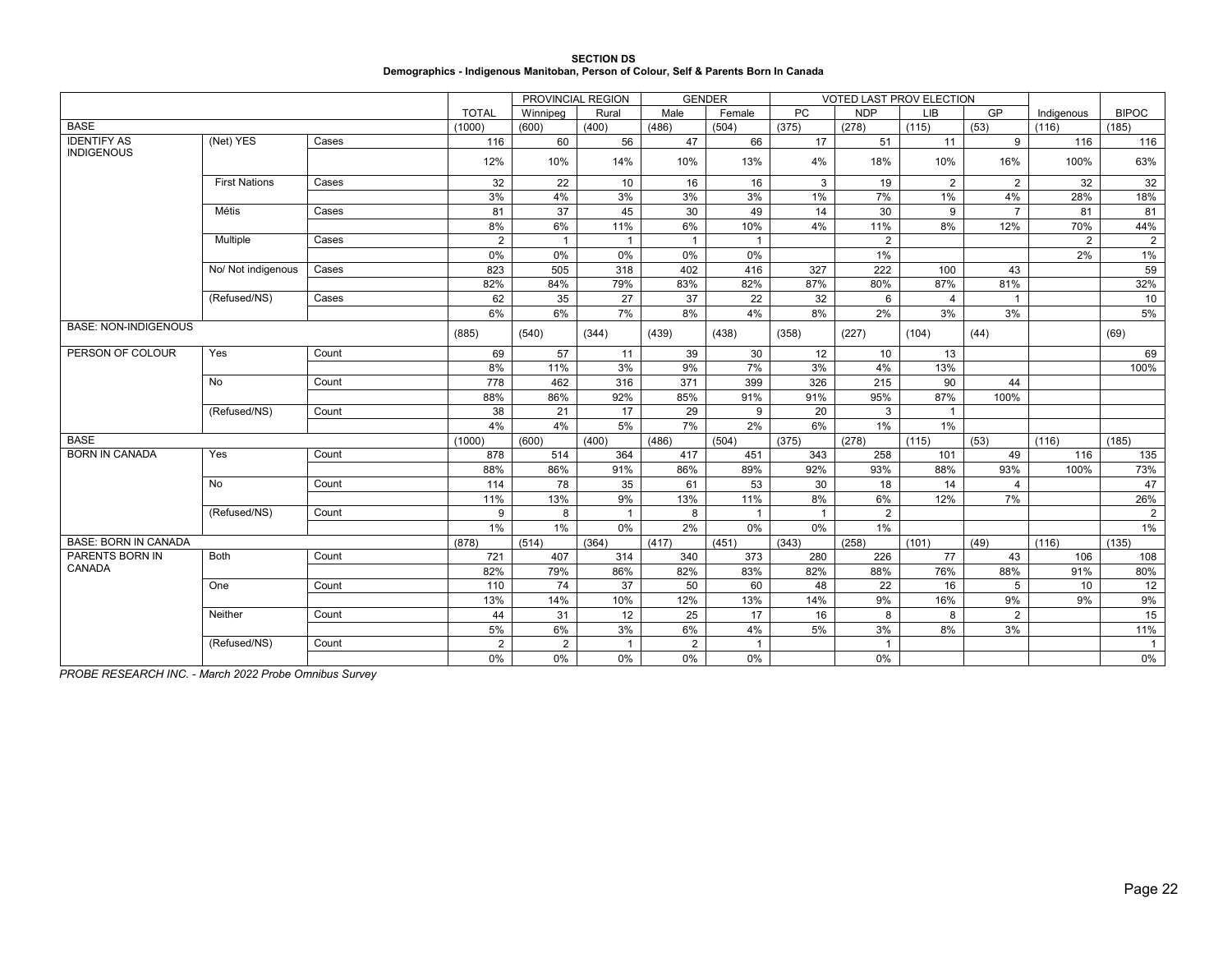**SECTION DS**
**Demographics - Indigenous Manitoban, Person of Colour, Self & Parents Born In Canada**

| | | | | PROVINCIAL REGION | | GENDER | | VOTED LAST PROV ELECTION | | | | | |
|---|---|---|---|---|---|---|---|---|---|---|---|---|---|
| | | | TOTAL | Winnipeg | Rural | Male | Female | PC | NDP | LIB | GP | Indigenous | BIPOC |
| BASE | | | (1000) | (600) | (400) | (486) | (504) | (375) | (278) | (115) | (53) | (116) | (185) |
| IDENTIFY AS INDIGENOUS | (Net) YES | Cases | 116 | 60 | 56 | 47 | 66 | 17 | 51 | 11 | 9 | 116 | 116 |
| | | | 12% | 10% | 14% | 10% | 13% | 4% | 18% | 10% | 16% | 100% | 63% |
| | First Nations | Cases | 32 | 22 | 10 | 16 | 16 | 3 | 19 | 2 | 2 | 32 | 32 |
| | | | 3% | 4% | 3% | 3% | 3% | 1% | 7% | 1% | 4% | 28% | 18% |
| | Métis | Cases | 81 | 37 | 45 | 30 | 49 | 14 | 30 | 9 | 7 | 81 | 81 |
| | | | 8% | 6% | 11% | 6% | 10% | 4% | 11% | 8% | 12% | 70% | 44% |
| | Multiple | Cases | 2 | 1 | 1 | 1 | 1 | | 2 | | | 2 | 2 |
| | | | 0% | 0% | 0% | 0% | 0% | | 1% | | | 2% | 1% |
| | No/ Not indigenous | Cases | 823 | 505 | 318 | 402 | 416 | 327 | 222 | 100 | 43 | | 59 |
| | | | 82% | 84% | 79% | 83% | 82% | 87% | 80% | 87% | 81% | | 32% |
| | (Refused/NS) | Cases | 62 | 35 | 27 | 37 | 22 | 32 | 6 | 4 | 1 | | 10 |
| | | | 6% | 6% | 7% | 8% | 4% | 8% | 2% | 3% | 3% | | 5% |
| BASE: NON-INDIGENOUS | | | (885) | (540) | (344) | (439) | (438) | (358) | (227) | (104) | (44) | | (69) |
| PERSON OF COLOUR | Yes | Count | 69 | 57 | 11 | 39 | 30 | 12 | 10 | 13 | | | 69 |
| | | | 8% | 11% | 3% | 9% | 7% | 3% | 4% | 13% | | | 100% |
| | No | Count | 778 | 462 | 316 | 371 | 399 | 326 | 215 | 90 | 44 | | |
| | | | 88% | 86% | 92% | 85% | 91% | 91% | 95% | 87% | 100% | | |
| | (Refused/NS) | Count | 38 | 21 | 17 | 29 | 9 | 20 | 3 | 1 | | | |
| | | | 4% | 4% | 5% | 7% | 2% | 6% | 1% | 1% | | | |
| BASE | | | (1000) | (600) | (400) | (486) | (504) | (375) | (278) | (115) | (53) | (116) | (185) |
| BORN IN CANADA | Yes | Count | 878 | 514 | 364 | 417 | 451 | 343 | 258 | 101 | 49 | 116 | 135 |
| | | | 88% | 86% | 91% | 86% | 89% | 92% | 93% | 88% | 93% | 100% | 73% |
| | No | Count | 114 | 78 | 35 | 61 | 53 | 30 | 18 | 14 | 4 | | 47 |
| | | | 11% | 13% | 9% | 13% | 11% | 8% | 6% | 12% | 7% | | 26% |
| | (Refused/NS) | Count | 9 | 8 | 1 | 8 | 1 | 1 | 2 | | | | 2 |
| | | | 1% | 1% | 0% | 2% | 0% | 0% | 1% | | | | 1% |
| BASE: BORN IN CANADA | | | (878) | (514) | (364) | (417) | (451) | (343) | (258) | (101) | (49) | (116) | (135) |
| PARENTS BORN IN CANADA | Both | Count | 721 | 407 | 314 | 340 | 373 | 280 | 226 | 77 | 43 | 106 | 108 |
| | | | 82% | 79% | 86% | 82% | 83% | 82% | 88% | 76% | 88% | 91% | 80% |
| | One | Count | 110 | 74 | 37 | 50 | 60 | 48 | 22 | 16 | 5 | 10 | 12 |
| | | | 13% | 14% | 10% | 12% | 13% | 14% | 9% | 16% | 9% | 9% | 9% |
| | Neither | Count | 44 | 31 | 12 | 25 | 17 | 16 | 8 | 8 | 2 | | 15 |
| | | | 5% | 6% | 3% | 6% | 4% | 5% | 3% | 8% | 3% | | 11% |
| | (Refused/NS) | Count | 2 | 2 | 1 | 2 | 1 | | 1 | | | | 1 |
| | | | 0% | 0% | 0% | 0% | 0% | | 0% | | | | 0% |

*PROBE RESEARCH INC. - March 2022 Probe Omnibus Survey*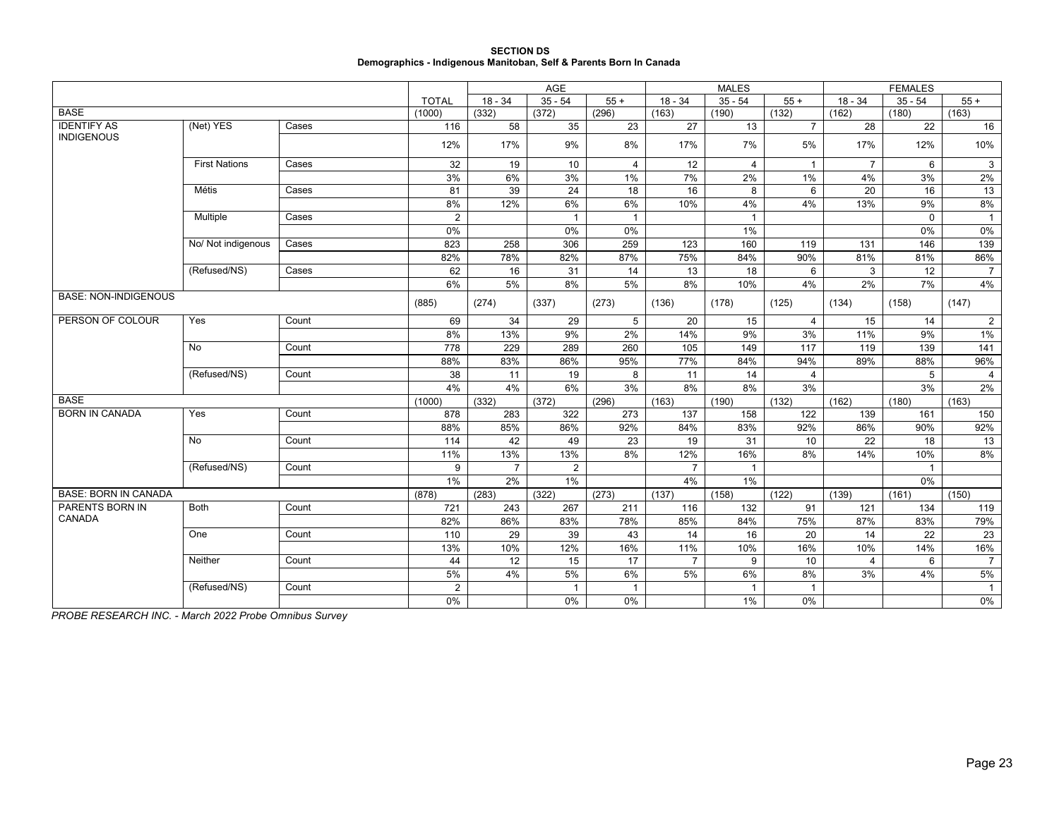**SECTION DS**
**Demographics - Indigenous Manitoban, Self & Parents Born In Canada**

| | | | | AGE | | | MALES | | | FEMALES | | |
|---|---|---|---|---|---|---|---|---|---|---|---|---|
| | | | TOTAL | 18 - 34 | 35 - 54 | 55 + | 18 - 34 | 35 - 54 | 55 + | 18 - 34 | 35 - 54 | 55 + |
| BASE | | | (1000) | (332) | (372) | (296) | (163) | (190) | (132) | (162) | (180) | (163) |
| IDENTIFY AS INDIGENOUS | (Net) YES | Cases | 116 | 58 | 35 | 23 | 27 | 13 | 7 | 28 | 22 | 16 |
| | | | 12% | 17% | 9% | 8% | 17% | 7% | 5% | 17% | 12% | 10% |
| | First Nations | Cases | 32 | 19 | 10 | 4 | 12 | 4 | 1 | 7 | 6 | 3 |
| | | | 3% | 6% | 3% | 1% | 7% | 2% | 1% | 4% | 3% | 2% |
| | Métis | Cases | 81 | 39 | 24 | 18 | 16 | 8 | 6 | 20 | 16 | 13 |
| | | | 8% | 12% | 6% | 6% | 10% | 4% | 4% | 13% | 9% | 8% |
| | Multiple | Cases | 2 | | 1 | 1 | | 1 | | | 0 | 1 |
| | | | 0% | | 0% | 0% | | 1% | | | 0% | 0% |
| | No/ Not indigenous | Cases | 823 | 258 | 306 | 259 | 123 | 160 | 119 | 131 | 146 | 139 |
| | | | 82% | 78% | 82% | 87% | 75% | 84% | 90% | 81% | 81% | 86% |
| | (Refused/NS) | Cases | 62 | 16 | 31 | 14 | 13 | 18 | 6 | 3 | 12 | 7 |
| | | | 6% | 5% | 8% | 5% | 8% | 10% | 4% | 2% | 7% | 4% |
| BASE: NON-INDIGENOUS | | | (885) | (274) | (337) | (273) | (136) | (178) | (125) | (134) | (158) | (147) |
| PERSON OF COLOUR | Yes | Count | 69 | 34 | 29 | 5 | 20 | 15 | 4 | 15 | 14 | 2 |
| | | | 8% | 13% | 9% | 2% | 14% | 9% | 3% | 11% | 9% | 1% |
| | No | Count | 778 | 229 | 289 | 260 | 105 | 149 | 117 | 119 | 139 | 141 |
| | | | 88% | 83% | 86% | 95% | 77% | 84% | 94% | 89% | 88% | 96% |
| | (Refused/NS) | Count | 38 | 11 | 19 | 8 | 11 | 14 | 4 | | 5 | 4 |
| | | | 4% | 4% | 6% | 3% | 8% | 8% | 3% | | 3% | 2% |
| BASE | | | (1000) | (332) | (372) | (296) | (163) | (190) | (132) | (162) | (180) | (163) |
| BORN IN CANADA | Yes | Count | 878 | 283 | 322 | 273 | 137 | 158 | 122 | 139 | 161 | 150 |
| | | | 88% | 85% | 86% | 92% | 84% | 83% | 92% | 86% | 90% | 92% |
| | No | Count | 114 | 42 | 49 | 23 | 19 | 31 | 10 | 22 | 18 | 13 |
| | | | 11% | 13% | 13% | 8% | 12% | 16% | 8% | 14% | 10% | 8% |
| | (Refused/NS) | Count | 9 | 7 | 2 | | 7 | 1 | | | 1 | |
| | | | 1% | 2% | 1% | | 4% | 1% | | | 0% | |
| BASE: BORN IN CANADA | | | (878) | (283) | (322) | (273) | (137) | (158) | (122) | (139) | (161) | (150) |
| PARENTS BORN IN CANADA | Both | Count | 721 | 243 | 267 | 211 | 116 | 132 | 91 | 121 | 134 | 119 |
| | | | 82% | 86% | 83% | 78% | 85% | 84% | 75% | 87% | 83% | 79% |
| | One | Count | 110 | 29 | 39 | 43 | 14 | 16 | 20 | 14 | 22 | 23 |
| | | | 13% | 10% | 12% | 16% | 11% | 10% | 16% | 10% | 14% | 16% |
| | Neither | Count | 44 | 12 | 15 | 17 | 7 | 9 | 10 | 4 | 6 | 7 |
| | | | 5% | 4% | 5% | 6% | 5% | 6% | 8% | 3% | 4% | 5% |
| | (Refused/NS) | Count | 2 | | 1 | 1 | | 1 | 1 | | | 1 |
| | | | 0% | | 0% | 0% | | 1% | 0% | | | 0% |

*PROBE RESEARCH INC. - March 2022 Probe Omnibus Survey*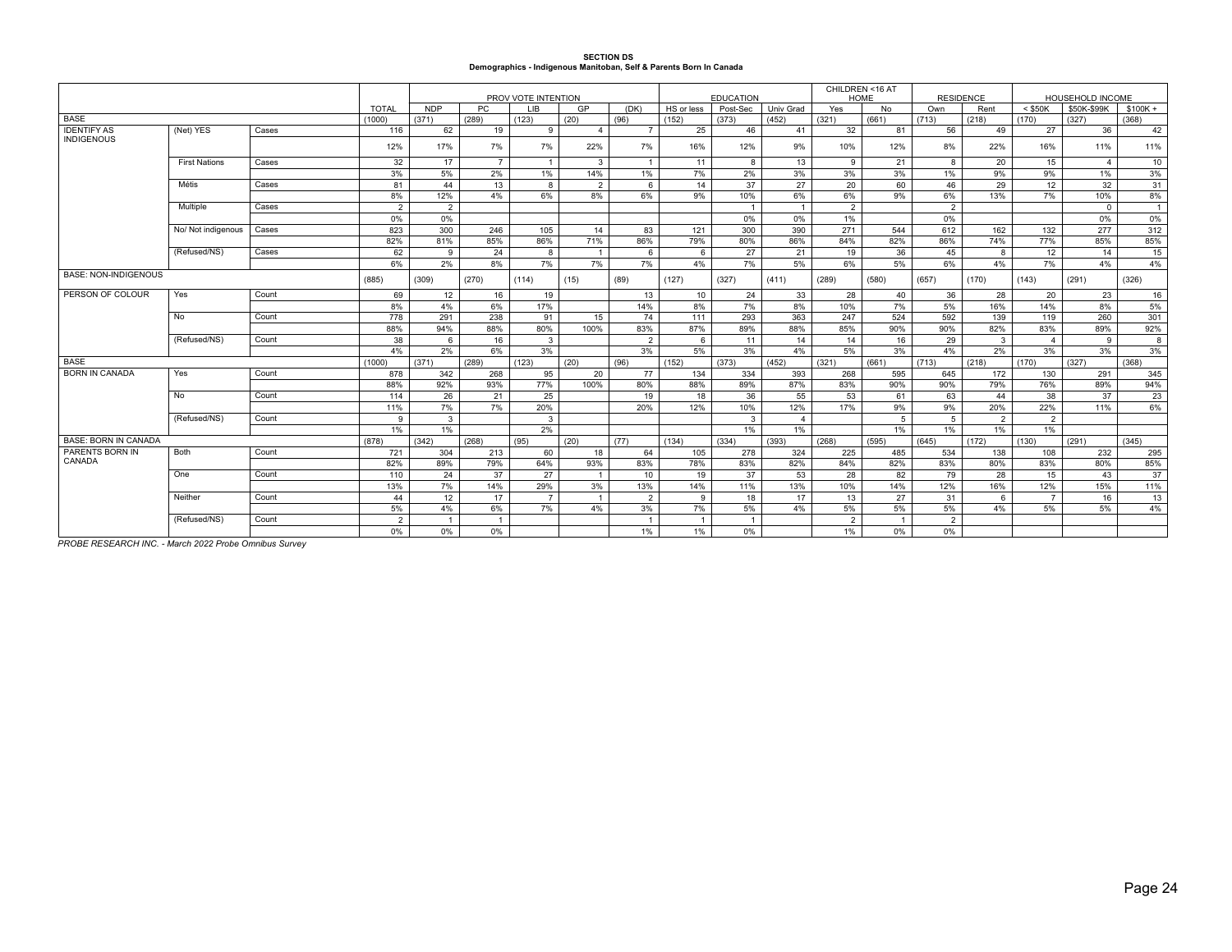**SECTION DS**
**Demographics - Indigenous Manitoban, Self & Parents Born In Canada**

| | | | | PROV VOTE INTENTION | | | | | EDUCATION | | | CHILDREN <16 AT HOME | | RESIDENCE | | HOUSEHOLD INCOME | | |
|---|---|---|---|---|---|---|---|---|---|---|---|---|---|---|---|---|---|---|
| | | | TOTAL | NDP | PC | LIB | GP | (DK) | HS or less | Post-Sec | Univ Grad | Yes | No | Own | Rent | < $50K | $50K-$99K | $100K + |
| BASE | | | (1000) | (371) | (289) | (123) | (20) | (96) | (152) | (373) | (452) | (321) | (661) | (713) | (218) | (170) | (327) | (368) |
| IDENTIFY AS INDIGENOUS | (Net) YES | Cases | 116 | 62 | 19 | 9 | 4 | 7 | 25 | 46 | 41 | 32 | 81 | 56 | 49 | 27 | 36 | 42 |
| | | | 12% | 17% | 7% | 7% | 22% | 7% | 16% | 12% | 9% | 10% | 12% | 8% | 22% | 16% | 11% | 11% |
| | First Nations | Cases | 32 | 17 | 7 | 1 | 3 | 1 | 11 | 8 | 13 | 9 | 21 | 8 | 20 | 15 | 4 | 10 |
| | | | 3% | 5% | 2% | 1% | 14% | 1% | 7% | 2% | 3% | 3% | 3% | 1% | 9% | 9% | 1% | 3% |
| | Métis | Cases | 81 | 44 | 13 | 8 | 2 | 6 | 14 | 37 | 27 | 20 | 60 | 46 | 29 | 12 | 32 | 31 |
| | | | 8% | 12% | 4% | 6% | 8% | 6% | 9% | 10% | 6% | 6% | 9% | 6% | 13% | 7% | 10% | 8% |
| | Multiple | Cases | 2 | 2 | | | | | | 1 | 1 | 2 | | 2 | | | 0 | 1 |
| | | | 0% | 0% | | | | | | 0% | 0% | 1% | | 0% | | | 0% | 0% |
| | No/ Not indigenous | Cases | 823 | 300 | 246 | 105 | 14 | 83 | 121 | 300 | 390 | 271 | 544 | 612 | 162 | 132 | 277 | 312 |
| | | | 82% | 81% | 85% | 86% | 71% | 86% | 79% | 80% | 86% | 84% | 82% | 86% | 74% | 77% | 85% | 85% |
| | (Refused/NS) | Cases | 62 | 9 | 24 | 8 | 1 | 6 | 6 | 27 | 21 | 19 | 36 | 45 | 8 | 12 | 14 | 15 |
| | | | 6% | 2% | 8% | 7% | 7% | 7% | 4% | 7% | 5% | 6% | 5% | 6% | 4% | 7% | 4% | 4% |
| BASE: NON-INDIGENOUS | | | (885) | (309) | (270) | (114) | (15) | (89) | (127) | (327) | (411) | (289) | (580) | (657) | (170) | (143) | (291) | (326) |
| PERSON OF COLOUR | Yes | Count | 69 | 12 | 16 | 19 | | 13 | 10 | 24 | 33 | 28 | 40 | 36 | 28 | 20 | 23 | 16 |
| | | | 8% | 4% | 6% | 17% | | 14% | 8% | 7% | 8% | 10% | 7% | 5% | 16% | 14% | 8% | 5% |
| | No | Count | 778 | 291 | 238 | 91 | 15 | 74 | 111 | 293 | 363 | 247 | 524 | 592 | 139 | 119 | 260 | 301 |
| | | | 88% | 94% | 88% | 80% | 100% | 83% | 87% | 89% | 88% | 85% | 90% | 90% | 82% | 83% | 89% | 92% |
| | (Refused/NS) | Count | 38 | 6 | 16 | 3 | | 2 | 6 | 11 | 14 | 14 | 16 | 29 | 3 | 4 | 9 | 8 |
| | | | 4% | 2% | 6% | 3% | | 3% | 5% | 3% | 4% | 5% | 3% | 4% | 2% | 3% | 3% | 3% |
| BASE | | | (1000) | (371) | (289) | (123) | (20) | (96) | (152) | (373) | (452) | (321) | (661) | (713) | (218) | (170) | (327) | (368) |
| BORN IN CANADA | Yes | Count | 878 | 342 | 268 | 95 | 20 | 77 | 134 | 334 | 393 | 268 | 595 | 645 | 172 | 130 | 291 | 345 |
| | | | 88% | 92% | 93% | 77% | 100% | 80% | 88% | 89% | 87% | 83% | 90% | 90% | 79% | 76% | 89% | 94% |
| | No | Count | 114 | 26 | 21 | 25 | | 19 | 18 | 36 | 55 | 53 | 61 | 63 | 44 | 38 | 37 | 23 |
| | | | 11% | 7% | 7% | 20% | | 20% | 12% | 10% | 12% | 17% | 9% | 9% | 20% | 22% | 11% | 6% |
| | (Refused/NS) | Count | 9 | 3 | | 3 | | | | 3 | 4 | | 5 | 5 | 2 | 2 | | |
| | | | 1% | 1% | | 2% | | | | 1% | 1% | | 1% | 1% | 1% | 1% | | |
| BASE: BORN IN CANADA | | | (878) | (342) | (268) | (95) | (20) | (77) | (134) | (334) | (393) | (268) | (595) | (645) | (172) | (130) | (291) | (345) |
| PARENTS BORN IN CANADA | Both | Count | 721 | 304 | 213 | 60 | 18 | 64 | 105 | 278 | 324 | 225 | 485 | 534 | 138 | 108 | 232 | 295 |
| | | | 82% | 89% | 79% | 64% | 93% | 83% | 78% | 83% | 82% | 84% | 82% | 83% | 80% | 83% | 80% | 85% |
| | One | Count | 110 | 24 | 37 | 27 | 1 | 10 | 19 | 37 | 53 | 28 | 82 | 79 | 28 | 15 | 43 | 37 |
| | | | 13% | 7% | 14% | 29% | 3% | 13% | 14% | 11% | 13% | 10% | 14% | 12% | 16% | 12% | 15% | 11% |
| | Neither | Count | 44 | 12 | 17 | 7 | 1 | 2 | 9 | 18 | 17 | 13 | 27 | 31 | 6 | 7 | 16 | 13 |
| | | | 5% | 4% | 6% | 7% | 4% | 3% | 7% | 5% | 4% | 5% | 5% | 5% | 4% | 5% | 5% | 4% |
| | (Refused/NS) | Count | 2 | 1 | 1 | | | 1 | 1 | 1 | | 2 | 1 | 2 | | | | |
| | | | 0% | 0% | 0% | | | 1% | 1% | 0% | | 1% | 0% | 0% | | | | |

*PROBE RESEARCH INC. - March 2022 Probe Omnibus Survey*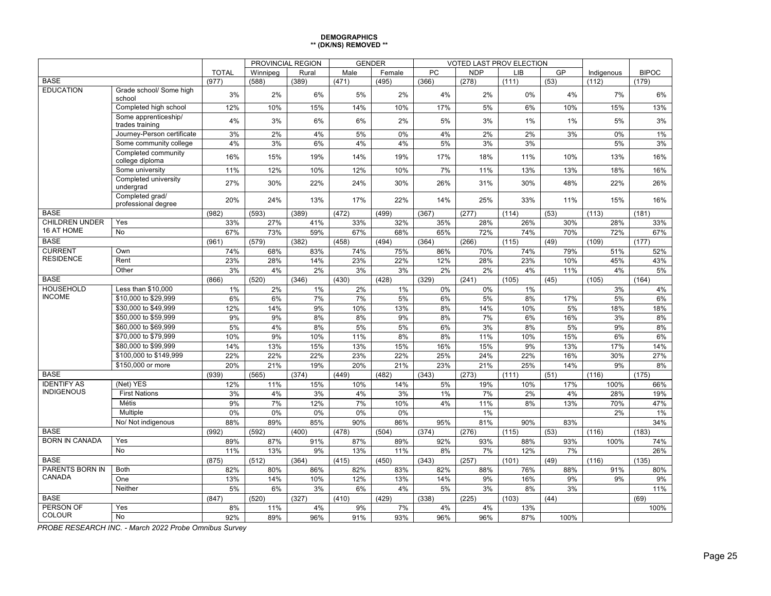**DEMOGRAPHICS**
**\*\* (DK/NS) REMOVED \*\***

| | | | PROVINCIAL REGION | | GENDER | | VOTED LAST PROV ELECTION | | | | | |
|---|---|---|---|---|---|---|---|---|---|---|---|---|
| | | TOTAL | Winnipeg | Rural | Male | Female | PC | NDP | LIB | GP | Indigenous | BIPOC |
| BASE | | (977) | (588) | (389) | (471) | (495) | (366) | (278) | (111) | (53) | (112) | (179) |
| EDUCATION | Grade school/ Some high school | 3% | 2% | 6% | 5% | 2% | 4% | 2% | 0% | 4% | 7% | 6% |
| | Completed high school | 12% | 10% | 15% | 14% | 10% | 17% | 5% | 6% | 10% | 15% | 13% |
| | Some apprenticeship/ trades training | 4% | 3% | 6% | 6% | 2% | 5% | 3% | 1% | 1% | 5% | 3% |
| | Journey-Person certificate | 3% | 2% | 4% | 5% | 0% | 4% | 2% | 2% | 3% | 0% | 1% |
| | Some community college | 4% | 3% | 6% | 4% | 4% | 5% | 3% | 3% | | 5% | 3% |
| | Completed community college diploma | 16% | 15% | 19% | 14% | 19% | 17% | 18% | 11% | 10% | 13% | 16% |
| | Some university | 11% | 12% | 10% | 12% | 10% | 7% | 11% | 13% | 13% | 18% | 16% |
| | Completed university undergrad | 27% | 30% | 22% | 24% | 30% | 26% | 31% | 30% | 48% | 22% | 26% |
| | Completed grad/ professional degree | 20% | 24% | 13% | 17% | 22% | 14% | 25% | 33% | 11% | 15% | 16% |
| BASE | | (982) | (593) | (389) | (472) | (499) | (367) | (277) | (114) | (53) | (113) | (181) |
| CHILDREN UNDER 16 AT HOME | Yes | 33% | 27% | 41% | 33% | 32% | 35% | 28% | 26% | 30% | 28% | 33% |
| | No | 67% | 73% | 59% | 67% | 68% | 65% | 72% | 74% | 70% | 72% | 67% |
| BASE | | (961) | (579) | (382) | (458) | (494) | (364) | (266) | (115) | (49) | (109) | (177) |
| CURRENT RESIDENCE | Own | 74% | 68% | 83% | 74% | 75% | 86% | 70% | 74% | 79% | 51% | 52% |
| | Rent | 23% | 28% | 14% | 23% | 22% | 12% | 28% | 23% | 10% | 45% | 43% |
| | Other | 3% | 4% | 2% | 3% | 3% | 2% | 2% | 4% | 11% | 4% | 5% |
| BASE | | (866) | (520) | (346) | (430) | (428) | (329) | (241) | (105) | (45) | (105) | (164) |
| HOUSEHOLD INCOME | Less than $10,000 | 1% | 2% | 1% | 2% | 1% | 0% | 0% | 1% | | 3% | 4% |
| | $10,000 to $29,999 | 6% | 6% | 7% | 7% | 5% | 6% | 5% | 8% | 17% | 5% | 6% |
| | $30,000 to $49,999 | 12% | 14% | 9% | 10% | 13% | 8% | 14% | 10% | 5% | 18% | 18% |
| | $50,000 to $59,999 | 9% | 9% | 8% | 8% | 9% | 8% | 7% | 6% | 16% | 3% | 8% |
| | $60,000 to $69,999 | 5% | 4% | 8% | 5% | 5% | 6% | 3% | 8% | 5% | 9% | 8% |
| | $70,000 to $79,999 | 10% | 9% | 10% | 11% | 8% | 8% | 11% | 10% | 15% | 6% | 6% |
| | $80,000 to $99,999 | 14% | 13% | 15% | 13% | 15% | 16% | 15% | 9% | 13% | 17% | 14% |
| | $100,000 to $149,999 | 22% | 22% | 22% | 23% | 22% | 25% | 24% | 22% | 16% | 30% | 27% |
| | $150,000 or more | 20% | 21% | 19% | 20% | 21% | 23% | 21% | 25% | 14% | 9% | 8% |
| BASE | | (939) | (565) | (374) | (449) | (482) | (343) | (273) | (111) | (51) | (116) | (175) |
| IDENTIFY AS INDIGENOUS | (Net) YES | 12% | 11% | 15% | 10% | 14% | 5% | 19% | 10% | 17% | 100% | 66% |
| | First Nations | 3% | 4% | 3% | 4% | 3% | 1% | 7% | 2% | 4% | 28% | 19% |
| | Métis | 9% | 7% | 12% | 7% | 10% | 4% | 11% | 8% | 13% | 70% | 47% |
| | Multiple | 0% | 0% | 0% | 0% | 0% | | 1% | | | 2% | 1% |
| | No/ Not indigenous | 88% | 89% | 85% | 90% | 86% | 95% | 81% | 90% | 83% | | 34% |
| BASE | | (992) | (592) | (400) | (478) | (504) | (374) | (276) | (115) | (53) | (116) | (183) |
| BORN IN CANADA | Yes | 89% | 87% | 91% | 87% | 89% | 92% | 93% | 88% | 93% | 100% | 74% |
| | No | 11% | 13% | 9% | 13% | 11% | 8% | 7% | 12% | 7% | | 26% |
| BASE | | (875) | (512) | (364) | (415) | (450) | (343) | (257) | (101) | (49) | (116) | (135) |
| PARENTS BORN IN CANADA | Both | 82% | 80% | 86% | 82% | 83% | 82% | 88% | 76% | 88% | 91% | 80% |
| | One | 13% | 14% | 10% | 12% | 13% | 14% | 9% | 16% | 9% | 9% | 9% |
| | Neither | 5% | 6% | 3% | 6% | 4% | 5% | 3% | 8% | 3% | | 11% |
| BASE | | (847) | (520) | (327) | (410) | (429) | (338) | (225) | (103) | (44) | | (69) |
| PERSON OF COLOUR | Yes | 8% | 11% | 4% | 9% | 7% | 4% | 4% | 13% | | | 100% |
| | No | 92% | 89% | 96% | 91% | 93% | 96% | 96% | 87% | 100% | | |

*PROBE RESEARCH INC. - March 2022 Probe Omnibus Survey*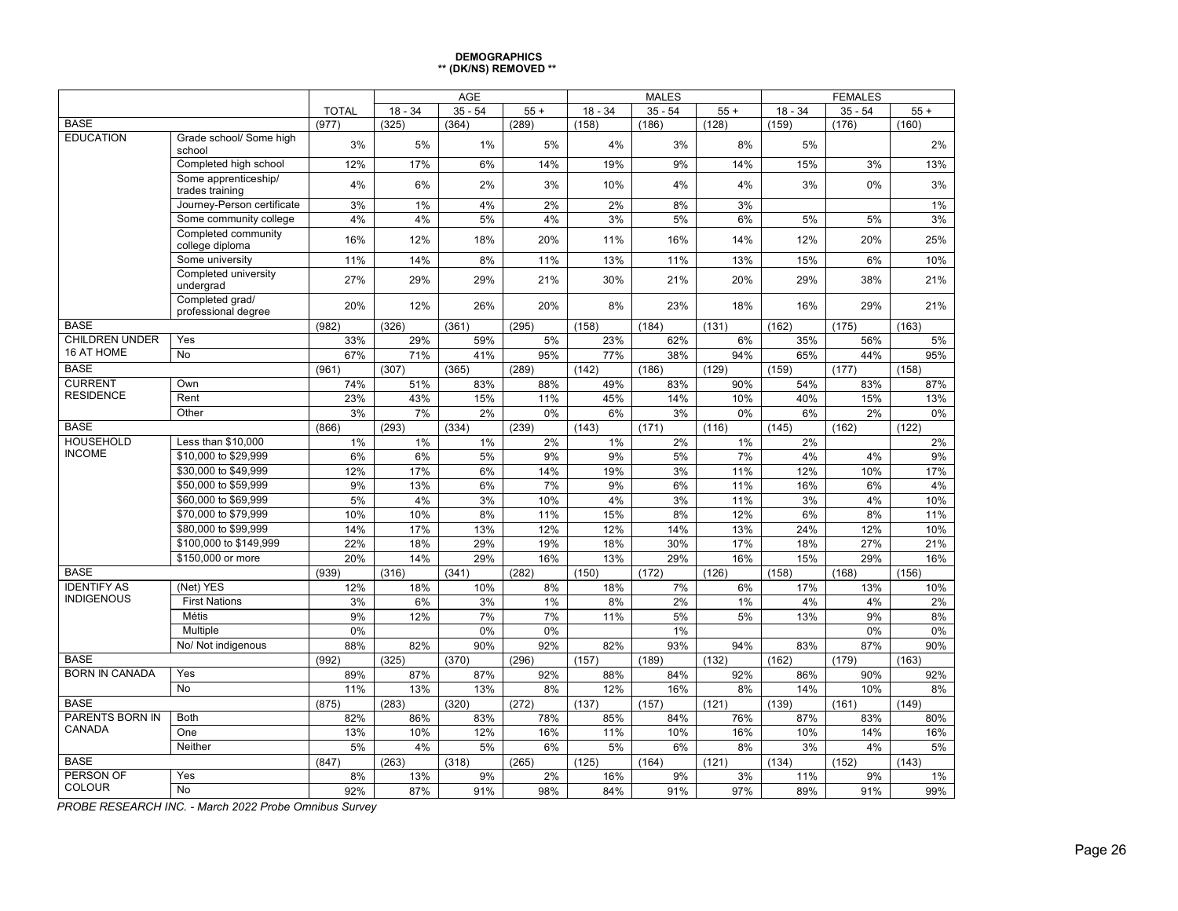**DEMOGRAPHICS**
**\*\* (DK/NS) REMOVED \*\***

| | | | AGE | | | MALES | | | FEMALES | | |
|---|---|---|---|---|---|---|---|---|---|---|---|
| | | TOTAL | 18 - 34 | 35 - 54 | 55 + | 18 - 34 | 35 - 54 | 55 + | 18 - 34 | 35 - 54 | 55 + |
| BASE | | (977) | (325) | (364) | (289) | (158) | (186) | (128) | (159) | (176) | (160) |
| EDUCATION | Grade school/ Some high school | 3% | 5% | 1% | 5% | 4% | 3% | 8% | 5% | | 2% |
| | Completed high school | 12% | 17% | 6% | 14% | 19% | 9% | 14% | 15% | 3% | 13% |
| | Some apprenticeship/ trades training | 4% | 6% | 2% | 3% | 10% | 4% | 4% | 3% | 0% | 3% |
| | Journey-Person certificate | 3% | 1% | 4% | 2% | 2% | 8% | 3% | | | 1% |
| | Some community college | 4% | 4% | 5% | 4% | 3% | 5% | 6% | 5% | 5% | 3% |
| | Completed community college diploma | 16% | 12% | 18% | 20% | 11% | 16% | 14% | 12% | 20% | 25% |
| | Some university | 11% | 14% | 8% | 11% | 13% | 11% | 13% | 15% | 6% | 10% |
| | Completed university undergrad | 27% | 29% | 29% | 21% | 30% | 21% | 20% | 29% | 38% | 21% |
| | Completed grad/ professional degree | 20% | 12% | 26% | 20% | 8% | 23% | 18% | 16% | 29% | 21% |
| BASE | | (982) | (326) | (361) | (295) | (158) | (184) | (131) | (162) | (175) | (163) |
| CHILDREN UNDER 16 AT HOME | Yes | 33% | 29% | 59% | 5% | 23% | 62% | 6% | 35% | 56% | 5% |
| | No | 67% | 71% | 41% | 95% | 77% | 38% | 94% | 65% | 44% | 95% |
| BASE | | (961) | (307) | (365) | (289) | (142) | (186) | (129) | (159) | (177) | (158) |
| CURRENT RESIDENCE | Own | 74% | 51% | 83% | 88% | 49% | 83% | 90% | 54% | 83% | 87% |
| | Rent | 23% | 43% | 15% | 11% | 45% | 14% | 10% | 40% | 15% | 13% |
| | Other | 3% | 7% | 2% | 0% | 6% | 3% | 0% | 6% | 2% | 0% |
| BASE | | (866) | (293) | (334) | (239) | (143) | (171) | (116) | (145) | (162) | (122) |
| HOUSEHOLD INCOME | Less than $10,000 | 1% | 1% | 1% | 2% | 1% | 2% | 1% | 2% | | 2% |
| | $10,000 to $29,999 | 6% | 6% | 5% | 9% | 9% | 5% | 7% | 4% | 4% | 9% |
| | $30,000 to $49,999 | 12% | 17% | 6% | 14% | 19% | 3% | 11% | 12% | 10% | 17% |
| | $50,000 to $59,999 | 9% | 13% | 6% | 7% | 9% | 6% | 11% | 16% | 6% | 4% |
| | $60,000 to $69,999 | 5% | 4% | 3% | 10% | 4% | 3% | 11% | 3% | 4% | 10% |
| | $70,000 to $79,999 | 10% | 10% | 8% | 11% | 15% | 8% | 12% | 6% | 8% | 11% |
| | $80,000 to $99,999 | 14% | 17% | 13% | 12% | 12% | 14% | 13% | 24% | 12% | 10% |
| | $100,000 to $149,999 | 22% | 18% | 29% | 19% | 18% | 30% | 17% | 18% | 27% | 21% |
| | $150,000 or more | 20% | 14% | 29% | 16% | 13% | 29% | 16% | 15% | 29% | 16% |
| BASE | | (939) | (316) | (341) | (282) | (150) | (172) | (126) | (158) | (168) | (156) |
| IDENTIFY AS INDIGENOUS | (Net) YES | 12% | 18% | 10% | 8% | 18% | 7% | 6% | 17% | 13% | 10% |
| | First Nations | 3% | 6% | 3% | 1% | 8% | 2% | 1% | 4% | 4% | 2% |
| | Métis | 9% | 12% | 7% | 7% | 11% | 5% | 5% | 13% | 9% | 8% |
| | Multiple | 0% | | 0% | 0% | | 1% | | | 0% | 0% |
| | No/ Not indigenous | 88% | 82% | 90% | 92% | 82% | 93% | 94% | 83% | 87% | 90% |
| BASE | | (992) | (325) | (370) | (296) | (157) | (189) | (132) | (162) | (179) | (163) |
| BORN IN CANADA | Yes | 89% | 87% | 87% | 92% | 88% | 84% | 92% | 86% | 90% | 92% |
| | No | 11% | 13% | 13% | 8% | 12% | 16% | 8% | 14% | 10% | 8% |
| BASE | | (875) | (283) | (320) | (272) | (137) | (157) | (121) | (139) | (161) | (149) |
| PARENTS BORN IN CANADA | Both | 82% | 86% | 83% | 78% | 85% | 84% | 76% | 87% | 83% | 80% |
| | One | 13% | 10% | 12% | 16% | 11% | 10% | 16% | 10% | 14% | 16% |
| | Neither | 5% | 4% | 5% | 6% | 5% | 6% | 8% | 3% | 4% | 5% |
| BASE | | (847) | (263) | (318) | (265) | (125) | (164) | (121) | (134) | (152) | (143) |
| PERSON OF COLOUR | Yes | 8% | 13% | 9% | 2% | 16% | 9% | 3% | 11% | 9% | 1% |
| | No | 92% | 87% | 91% | 98% | 84% | 91% | 97% | 89% | 91% | 99% |

*PROBE RESEARCH INC. - March 2022 Probe Omnibus Survey*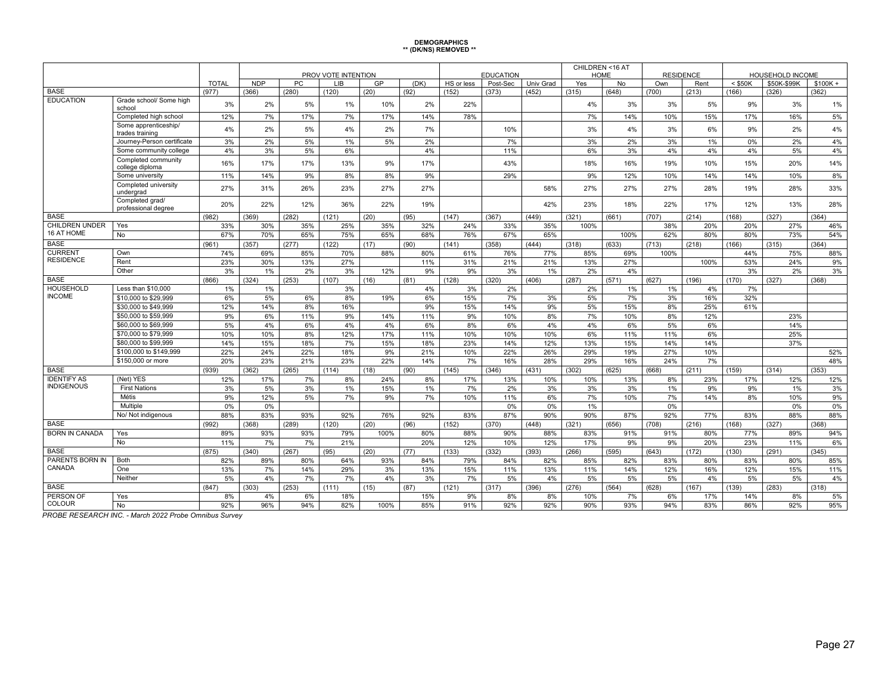**DEMOGRAPHICS**
**\*\* (DK/NS) REMOVED \*\***

| | | | PROV VOTE INTENTION | | | | | EDUCATION | | | CHILDREN <16 AT HOME | | RESIDENCE | | HOUSEHOLD INCOME | | |
|---|---|---|---|---|---|---|---|---|---|---|---|---|---|---|---|---|---|
| | | TOTAL | NDP | PC | LIB | GP | (DK) | HS or less | Post-Sec | Univ Grad | Yes | No | Own | Rent | < $50K | $50K-$99K | $100K + |
| BASE | | (977) | (366) | (280) | (120) | (20) | (92) | (152) | (373) | (452) | (315) | (648) | (700) | (213) | (166) | (326) | (362) |
| EDUCATION | Grade school/ Some high school | 3% | 2% | 5% | 1% | 10% | 2% | 22% | | | 4% | 3% | 3% | 5% | 9% | 3% | 1% |
| | Completed high school | 12% | 7% | 17% | 7% | 17% | 14% | 78% | | | 7% | 14% | 10% | 15% | 17% | 16% | 5% |
| | Some apprenticeship/ trades training | 4% | 2% | 5% | 4% | 2% | 7% | | 10% | | 3% | 4% | 3% | 6% | 9% | 2% | 4% |
| | Journey-Person certificate | 3% | 2% | 5% | 1% | 5% | 2% | | 7% | | 3% | 2% | 3% | 1% | 0% | 2% | 4% |
| | Some community college | 4% | 3% | 5% | 6% | | 4% | | 11% | | 6% | 3% | 4% | 4% | 4% | 5% | 4% |
| | Completed community college diploma | 16% | 17% | 17% | 13% | 9% | 17% | | 43% | | 18% | 16% | 19% | 10% | 15% | 20% | 14% |
| | Some university | 11% | 14% | 9% | 8% | 8% | 9% | | 29% | | 9% | 12% | 10% | 14% | 14% | 10% | 8% |
| | Completed university undergrad | 27% | 31% | 26% | 23% | 27% | 27% | | | 58% | 27% | 27% | 27% | 28% | 19% | 28% | 33% |
| | Completed grad/ professional degree | 20% | 22% | 12% | 36% | 22% | 19% | | | 42% | 23% | 18% | 22% | 17% | 12% | 13% | 28% |
| BASE | | (982) | (369) | (282) | (121) | (20) | (95) | (147) | (367) | (449) | (321) | (661) | (707) | (214) | (168) | (327) | (364) |
| CHILDREN UNDER 16 AT HOME | Yes | 33% | 30% | 35% | 25% | 35% | 32% | 24% | 33% | 35% | 100% | | 38% | 20% | 20% | 27% | 46% |
| | No | 67% | 70% | 65% | 75% | 65% | 68% | 76% | 67% | 65% | | 100% | 62% | 80% | 80% | 73% | 54% |
| BASE | | (961) | (357) | (277) | (122) | (17) | (90) | (141) | (358) | (444) | (318) | (633) | (713) | (218) | (166) | (315) | (364) |
| CURRENT RESIDENCE | Own | 74% | 69% | 85% | 70% | 88% | 80% | 61% | 76% | 77% | 85% | 69% | 100% | | 44% | 75% | 88% |
| | Rent | 23% | 30% | 13% | 27% | | 11% | 31% | 21% | 21% | 13% | 27% | | 100% | 53% | 24% | 9% |
| | Other | 3% | 1% | 2% | 3% | 12% | 9% | 9% | 3% | 1% | 2% | 4% | | | 3% | 2% | 3% |
| BASE | | (866) | (324) | (253) | (107) | (16) | (81) | (128) | (320) | (406) | (287) | (571) | (627) | (196) | (170) | (327) | (368) |
| HOUSEHOLD INCOME | Less than $10,000 | 1% | 1% | | 3% | | 4% | 3% | 2% | | 2% | 1% | 1% | 4% | 7% | | |
| | $10,000 to $29,999 | 6% | 5% | 6% | 8% | 19% | 6% | 15% | 7% | 3% | 5% | 7% | 3% | 16% | 32% | | |
| | $30,000 to $49,999 | 12% | 14% | 8% | 16% | | 9% | 15% | 14% | 9% | 5% | 15% | 8% | 25% | 61% | | |
| | $50,000 to $59,999 | 9% | 6% | 11% | 9% | 14% | 11% | 9% | 10% | 8% | 7% | 10% | 8% | 12% | | 23% | |
| | $60,000 to $69,999 | 5% | 4% | 6% | 4% | 4% | 6% | 8% | 6% | 4% | 4% | 6% | 5% | 6% | | 14% | |
| | $70,000 to $79,999 | 10% | 10% | 8% | 12% | 17% | 11% | 10% | 10% | 10% | 6% | 11% | 11% | 6% | | 25% | |
| | $80,000 to $99,999 | 14% | 15% | 18% | 7% | 15% | 18% | 23% | 14% | 12% | 13% | 15% | 14% | 14% | | 37% | |
| | $100,000 to $149,999 | 22% | 24% | 22% | 18% | 9% | 21% | 10% | 22% | 26% | 29% | 19% | 27% | 10% | | | 52% |
| | $150,000 or more | 20% | 23% | 21% | 23% | 22% | 14% | 7% | 16% | 28% | 29% | 16% | 24% | 7% | | | 48% |
| BASE | | (939) | (362) | (265) | (114) | (18) | (90) | (145) | (346) | (431) | (302) | (625) | (668) | (211) | (159) | (314) | (353) |
| IDENTIFY AS INDIGENOUS | (Net) YES | 12% | 17% | 7% | 8% | 24% | 8% | 17% | 13% | 10% | 10% | 13% | 8% | 23% | 17% | 12% | 12% |
| | First Nations | 3% | 5% | 3% | 1% | 15% | 1% | 7% | 2% | 3% | 3% | 3% | 1% | 9% | 9% | 1% | 3% |
| | Métis | 9% | 12% | 5% | 7% | 9% | 7% | 10% | 11% | 6% | 7% | 10% | 7% | 14% | 8% | 10% | 9% |
| | Multiple | 0% | 0% | | | | | | 0% | 0% | 1% | | 0% | | | 0% | 0% |
| | No/ Not indigenous | 88% | 83% | 93% | 92% | 76% | 92% | 83% | 87% | 90% | 90% | 87% | 92% | 77% | 83% | 88% | 88% |
| BASE | | (992) | (368) | (289) | (120) | (20) | (96) | (152) | (370) | (448) | (321) | (656) | (708) | (216) | (168) | (327) | (368) |
| BORN IN CANADA | Yes | 89% | 93% | 93% | 79% | 100% | 80% | 88% | 90% | 88% | 83% | 91% | 91% | 80% | 77% | 89% | 94% |
| | No | 11% | 7% | 7% | 21% | | 20% | 12% | 10% | 12% | 17% | 9% | 9% | 20% | 23% | 11% | 6% |
| BASE | | (875) | (340) | (267) | (95) | (20) | (77) | (133) | (332) | (393) | (266) | (595) | (643) | (172) | (130) | (291) | (345) |
| PARENTS BORN IN CANADA | Both | 82% | 89% | 80% | 64% | 93% | 84% | 79% | 84% | 82% | 85% | 82% | 83% | 80% | 83% | 80% | 85% |
| | One | 13% | 7% | 14% | 29% | 3% | 13% | 15% | 11% | 13% | 11% | 14% | 12% | 16% | 12% | 15% | 11% |
| | Neither | 5% | 4% | 7% | 7% | 4% | 3% | 7% | 5% | 4% | 5% | 5% | 5% | 4% | 5% | 5% | 4% |
| BASE | | (847) | (303) | (253) | (111) | (15) | (87) | (121) | (317) | (396) | (276) | (564) | (628) | (167) | (139) | (283) | (318) |
| PERSON OF COLOUR | Yes | 8% | 4% | 6% | 18% | | 15% | 9% | 8% | 8% | 10% | 7% | 6% | 17% | 14% | 8% | 5% |
| | No | 92% | 96% | 94% | 82% | 100% | 85% | 91% | 92% | 92% | 90% | 93% | 94% | 83% | 86% | 92% | 95% |

*PROBE RESEARCH INC. - March 2022 Probe Omnibus Survey*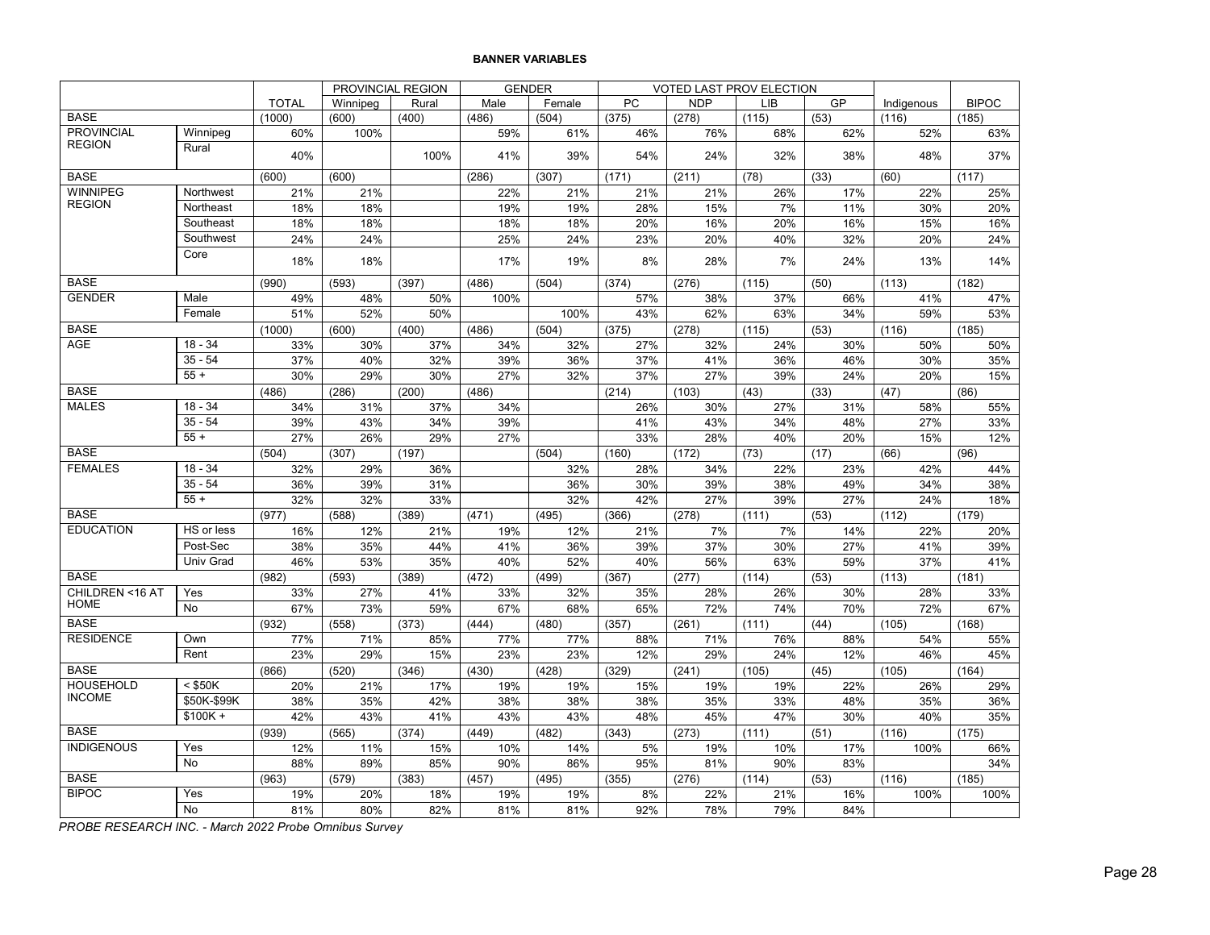#### BANNER VARIABLES

| | | TOTAL | PROVINCIAL REGION | | GENDER | | VOTED LAST PROV ELECTION | | | | Indigenous | BIPOC |
|---|---|---|---|---|---|---|---|---|---|---|---|---|
| | | | Winnipeg | Rural | Male | Female | PC | NDP | LIB | GP | | |
| BASE | | (1000) | (600) | (400) | (486) | (504) | (375) | (278) | (115) | (53) | (116) | (185) |
| PROVINCIAL REGION | Winnipeg | 60% | 100% | | 59% | 61% | 46% | 76% | 68% | 62% | 52% | 63% |
| | Rural | 40% | | 100% | 41% | 39% | 54% | 24% | 32% | 38% | 48% | 37% |
| BASE | | (600) | (600) | | (286) | (307) | (171) | (211) | (78) | (33) | (60) | (117) |
| WINNIPEG REGION | Northwest | 21% | 21% | | 22% | 21% | 21% | 21% | 26% | 17% | 22% | 25% |
| | Northeast | 18% | 18% | | 19% | 19% | 28% | 15% | 7% | 11% | 30% | 20% |
| | Southeast | 18% | 18% | | 18% | 18% | 20% | 16% | 20% | 16% | 15% | 16% |
| | Southwest | 24% | 24% | | 25% | 24% | 23% | 20% | 40% | 32% | 20% | 24% |
| | Core | 18% | 18% | | 17% | 19% | 8% | 28% | 7% | 24% | 13% | 14% |
| BASE | | (990) | (593) | (397) | (486) | (504) | (374) | (276) | (115) | (50) | (113) | (182) |
| GENDER | Male | 49% | 48% | 50% | 100% | | 57% | 38% | 37% | 66% | 41% | 47% |
| | Female | 51% | 52% | 50% | | 100% | 43% | 62% | 63% | 34% | 59% | 53% |
| BASE | | (1000) | (600) | (400) | (486) | (504) | (375) | (278) | (115) | (53) | (116) | (185) |
| AGE | 18 - 34 | 33% | 30% | 37% | 34% | 32% | 27% | 32% | 24% | 30% | 50% | 50% |
| | 35 - 54 | 37% | 40% | 32% | 39% | 36% | 37% | 41% | 36% | 46% | 30% | 35% |
| | 55 + | 30% | 29% | 30% | 27% | 32% | 37% | 27% | 39% | 24% | 20% | 15% |
| BASE | | (486) | (286) | (200) | (486) | | (214) | (103) | (43) | (33) | (47) | (86) |
| MALES | 18 - 34 | 34% | 31% | 37% | 34% | | 26% | 30% | 27% | 31% | 58% | 55% |
| | 35 - 54 | 39% | 43% | 34% | 39% | | 41% | 43% | 34% | 48% | 27% | 33% |
| | 55 + | 27% | 26% | 29% | 27% | | 33% | 28% | 40% | 20% | 15% | 12% |
| BASE | | (504) | (307) | (197) | | (504) | (160) | (172) | (73) | (17) | (66) | (96) |
| FEMALES | 18 - 34 | 32% | 29% | 36% | | 32% | 28% | 34% | 22% | 23% | 42% | 44% |
| | 35 - 54 | 36% | 39% | 31% | | 36% | 30% | 39% | 38% | 49% | 34% | 38% |
| | 55 + | 32% | 32% | 33% | | 32% | 42% | 27% | 39% | 27% | 24% | 18% |
| BASE | | (977) | (588) | (389) | (471) | (495) | (366) | (278) | (111) | (53) | (112) | (179) |
| EDUCATION | HS or less | 16% | 12% | 21% | 19% | 12% | 21% | 7% | 7% | 14% | 22% | 20% |
| | Post-Sec | 38% | 35% | 44% | 41% | 36% | 39% | 37% | 30% | 27% | 41% | 39% |
| | Univ Grad | 46% | 53% | 35% | 40% | 52% | 40% | 56% | 63% | 59% | 37% | 41% |
| BASE | | (982) | (593) | (389) | (472) | (499) | (367) | (277) | (114) | (53) | (113) | (181) |
| CHILDREN <16 AT HOME | Yes | 33% | 27% | 41% | 33% | 32% | 35% | 28% | 26% | 30% | 28% | 33% |
| | No | 67% | 73% | 59% | 67% | 68% | 65% | 72% | 74% | 70% | 72% | 67% |
| BASE | | (932) | (558) | (373) | (444) | (480) | (357) | (261) | (111) | (44) | (105) | (168) |
| RESIDENCE | Own | 77% | 71% | 85% | 77% | 77% | 88% | 71% | 76% | 88% | 54% | 55% |
| | Rent | 23% | 29% | 15% | 23% | 23% | 12% | 29% | 24% | 12% | 46% | 45% |
| BASE | | (866) | (520) | (346) | (430) | (428) | (329) | (241) | (105) | (45) | (105) | (164) |
| HOUSEHOLD INCOME | < $50K | 20% | 21% | 17% | 19% | 19% | 15% | 19% | 19% | 22% | 26% | 29% |
| | $50K-$99K | 38% | 35% | 42% | 38% | 38% | 38% | 35% | 33% | 48% | 35% | 36% |
| | $100K + | 42% | 43% | 41% | 43% | 43% | 48% | 45% | 47% | 30% | 40% | 35% |
| BASE | | (939) | (565) | (374) | (449) | (482) | (343) | (273) | (111) | (51) | (116) | (175) |
| INDIGENOUS | Yes | 12% | 11% | 15% | 10% | 14% | 5% | 19% | 10% | 17% | 100% | 66% |
| | No | 88% | 89% | 85% | 90% | 86% | 95% | 81% | 90% | 83% | | 34% |
| BASE | | (963) | (579) | (383) | (457) | (495) | (355) | (276) | (114) | (53) | (116) | (185) |
| BIPOC | Yes | 19% | 20% | 18% | 19% | 19% | 8% | 22% | 21% | 16% | 100% | 100% |
| | No | 81% | 80% | 82% | 81% | 81% | 92% | 78% | 79% | 84% | | |

*PROBE RESEARCH INC. - March 2022 Probe Omnibus Survey*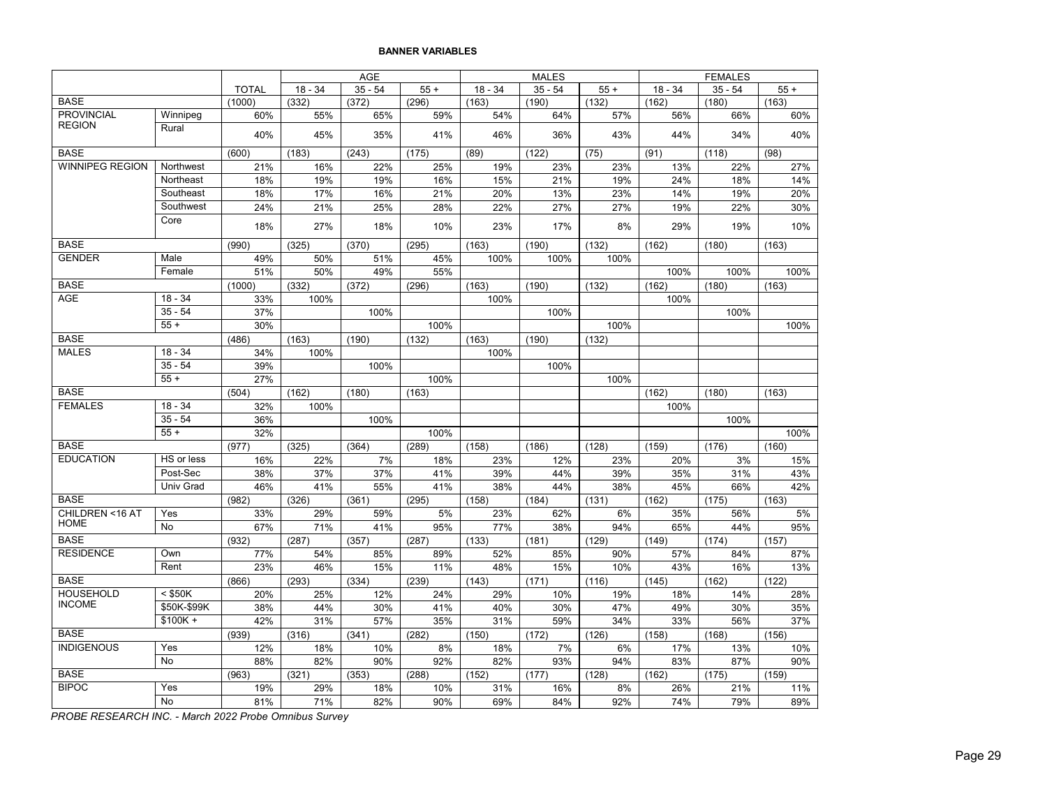**BANNER VARIABLES**

| | | TOTAL | AGE | | | MALES | | | FEMALES | | |
|---|---|---|---|---|---|---|---|---|---|---|---|
| | | | 18 - 34 | 35 - 54 | 55 + | 18 - 34 | 35 - 54 | 55 + | 18 - 34 | 35 - 54 | 55 + |
| BASE | | (1000) | (332) | (372) | (296) | (163) | (190) | (132) | (162) | (180) | (163) |
| PROVINCIAL REGION | Winnipeg | 60% | 55% | 65% | 59% | 54% | 64% | 57% | 56% | 66% | 60% |
| | Rural | 40% | 45% | 35% | 41% | 46% | 36% | 43% | 44% | 34% | 40% |
| BASE | | (600) | (183) | (243) | (175) | (89) | (122) | (75) | (91) | (118) | (98) |
| WINNIPEG REGION | Northwest | 21% | 16% | 22% | 25% | 19% | 23% | 23% | 13% | 22% | 27% |
| | Northeast | 18% | 19% | 19% | 16% | 15% | 21% | 19% | 24% | 18% | 14% |
| | Southeast | 18% | 17% | 16% | 21% | 20% | 13% | 23% | 14% | 19% | 20% |
| | Southwest | 24% | 21% | 25% | 28% | 22% | 27% | 27% | 19% | 22% | 30% |
| | Core | 18% | 27% | 18% | 10% | 23% | 17% | 8% | 29% | 19% | 10% |
| BASE | | (990) | (325) | (370) | (295) | (163) | (190) | (132) | (162) | (180) | (163) |
| GENDER | Male | 49% | 50% | 51% | 45% | 100% | 100% | 100% | | | |
| | Female | 51% | 50% | 49% | 55% | | | | 100% | 100% | 100% |
| BASE | | (1000) | (332) | (372) | (296) | (163) | (190) | (132) | (162) | (180) | (163) |
| AGE | 18 - 34 | 33% | 100% | | | 100% | | | 100% | | |
| | 35 - 54 | 37% | | 100% | | | 100% | | | 100% | |
| | 55 + | 30% | | | 100% | | | 100% | | | 100% |
| BASE | | (486) | (163) | (190) | (132) | (163) | (190) | (132) | | | |
| MALES | 18 - 34 | 34% | 100% | | | 100% | | | | | |
| | 35 - 54 | 39% | | 100% | | | 100% | | | | |
| | 55 + | 27% | | | 100% | | | 100% | | | |
| BASE | | (504) | (162) | (180) | (163) | | | | (162) | (180) | (163) |
| FEMALES | 18 - 34 | 32% | 100% | | | | | | 100% | | |
| | 35 - 54 | 36% | | 100% | | | | | | 100% | |
| | 55 + | 32% | | | 100% | | | | | | 100% |
| BASE | | (977) | (325) | (364) | (289) | (158) | (186) | (128) | (159) | (176) | (160) |
| EDUCATION | HS or less | 16% | 22% | 7% | 18% | 23% | 12% | 23% | 20% | 3% | 15% |
| | Post-Sec | 38% | 37% | 37% | 41% | 39% | 44% | 39% | 35% | 31% | 43% |
| | Univ Grad | 46% | 41% | 55% | 41% | 38% | 44% | 38% | 45% | 66% | 42% |
| BASE | | (982) | (326) | (361) | (295) | (158) | (184) | (131) | (162) | (175) | (163) |
| CHILDREN <16 AT HOME | Yes | 33% | 29% | 59% | 5% | 23% | 62% | 6% | 35% | 56% | 5% |
| | No | 67% | 71% | 41% | 95% | 77% | 38% | 94% | 65% | 44% | 95% |
| BASE | | (932) | (287) | (357) | (287) | (133) | (181) | (129) | (149) | (174) | (157) |
| RESIDENCE | Own | 77% | 54% | 85% | 89% | 52% | 85% | 90% | 57% | 84% | 87% |
| | Rent | 23% | 46% | 15% | 11% | 48% | 15% | 10% | 43% | 16% | 13% |
| BASE | | (866) | (293) | (334) | (239) | (143) | (171) | (116) | (145) | (162) | (122) |
| HOUSEHOLD INCOME | < $50K | 20% | 25% | 12% | 24% | 29% | 10% | 19% | 18% | 14% | 28% |
| | $50K-$99K | 38% | 44% | 30% | 41% | 40% | 30% | 47% | 49% | 30% | 35% |
| | $100K + | 42% | 31% | 57% | 35% | 31% | 59% | 34% | 33% | 56% | 37% |
| BASE | | (939) | (316) | (341) | (282) | (150) | (172) | (126) | (158) | (168) | (156) |
| INDIGENOUS | Yes | 12% | 18% | 10% | 8% | 18% | 7% | 6% | 17% | 13% | 10% |
| | No | 88% | 82% | 90% | 92% | 82% | 93% | 94% | 83% | 87% | 90% |
| BASE | | (963) | (321) | (353) | (288) | (152) | (177) | (128) | (162) | (175) | (159) |
| BIPOC | Yes | 19% | 29% | 18% | 10% | 31% | 16% | 8% | 26% | 21% | 11% |
| | No | 81% | 71% | 82% | 90% | 69% | 84% | 92% | 74% | 79% | 89% |

*PROBE RESEARCH INC. - March 2022 Probe Omnibus Survey*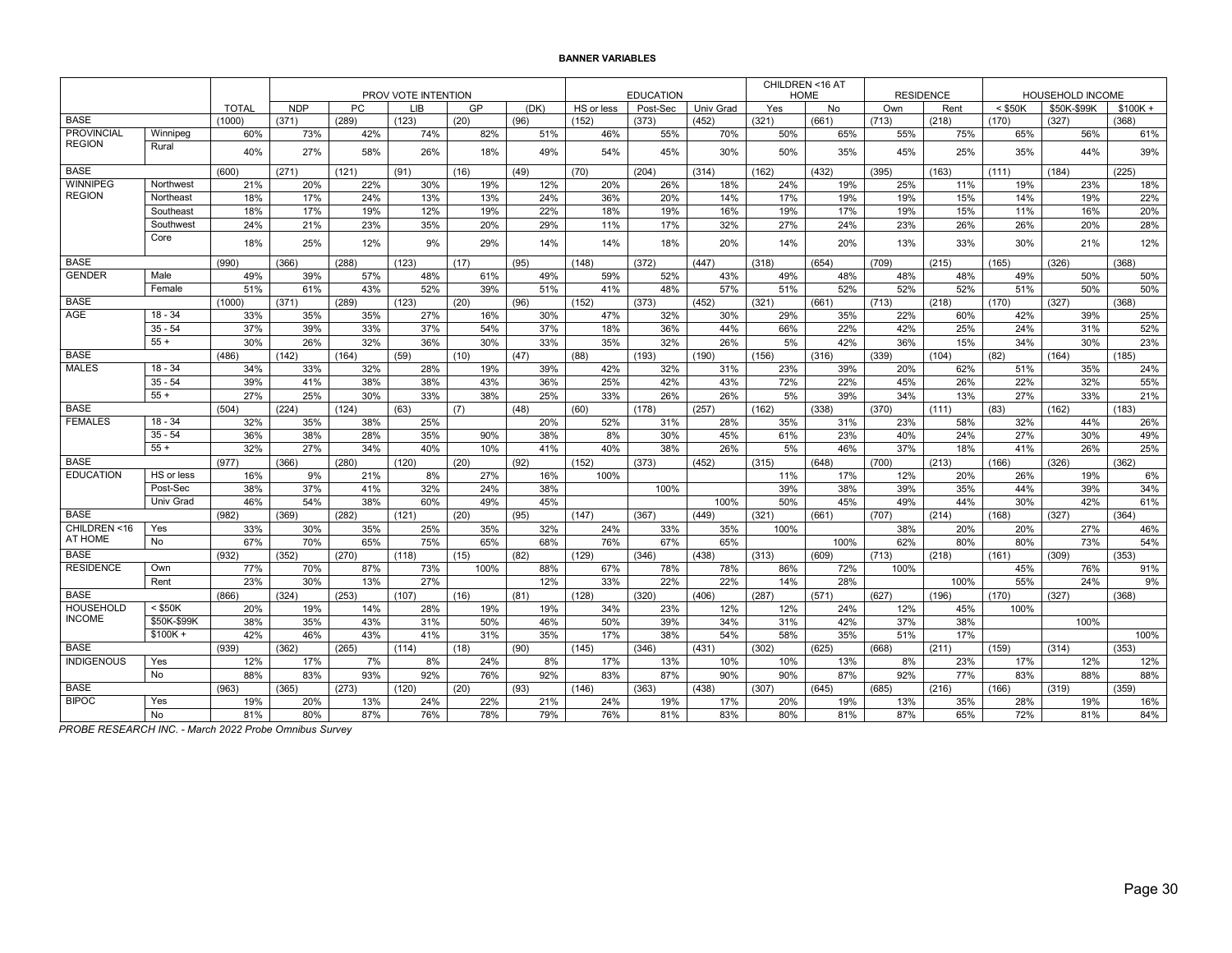**BANNER VARIABLES**

| | | TOTAL | PROV VOTE INTENTION | | | | | EDUCATION | | | CHILDREN <16 AT HOME | | RESIDENCE | | HOUSEHOLD INCOME | | |
|---|---|---|---|---|---|---|---|---|---|---|---|---|---|---|---|---|---|
| | | | NDP | PC | LIB | GP | (DK) | HS or less | Post-Sec | Univ Grad | Yes | No | Own | Rent | < $50K | $50K-$99K | $100K + |
| BASE | | (1000) | (371) | (289) | (123) | (20) | (96) | (152) | (373) | (452) | (321) | (661) | (713) | (218) | (170) | (327) | (368) |
| PROVINCIAL REGION | Winnipeg | 60% | 73% | 42% | 74% | 82% | 51% | 46% | 55% | 70% | 50% | 65% | 55% | 75% | 65% | 56% | 61% |
| | Rural | 40% | 27% | 58% | 26% | 18% | 49% | 54% | 45% | 30% | 50% | 35% | 45% | 25% | 35% | 44% | 39% |
| BASE | | (600) | (271) | (121) | (91) | (16) | (49) | (70) | (204) | (314) | (162) | (432) | (395) | (163) | (111) | (184) | (225) |
| WINNIPEG REGION | Northwest | 21% | 20% | 22% | 30% | 19% | 12% | 20% | 26% | 18% | 24% | 19% | 25% | 11% | 19% | 23% | 18% |
| | Northeast | 18% | 17% | 24% | 13% | 13% | 24% | 36% | 20% | 14% | 17% | 19% | 19% | 15% | 14% | 19% | 22% |
| | Southeast | 18% | 17% | 19% | 12% | 19% | 22% | 18% | 19% | 16% | 19% | 17% | 19% | 15% | 11% | 16% | 20% |
| | Southwest | 24% | 21% | 23% | 35% | 20% | 29% | 11% | 17% | 32% | 27% | 24% | 23% | 26% | 26% | 20% | 28% |
| | Core | 18% | 25% | 12% | 9% | 29% | 14% | 14% | 18% | 20% | 14% | 20% | 13% | 33% | 30% | 21% | 12% |
| BASE | | (990) | (366) | (288) | (123) | (17) | (95) | (148) | (372) | (447) | (318) | (654) | (709) | (215) | (165) | (326) | (368) |
| GENDER | Male | 49% | 39% | 57% | 48% | 61% | 49% | 59% | 52% | 43% | 49% | 48% | 48% | 48% | 49% | 50% | 50% |
| | Female | 51% | 61% | 43% | 52% | 39% | 51% | 41% | 48% | 57% | 51% | 52% | 52% | 52% | 51% | 50% | 50% |
| BASE | | (1000) | (371) | (289) | (123) | (20) | (96) | (152) | (373) | (452) | (321) | (661) | (713) | (218) | (170) | (327) | (368) |
| AGE | 18 - 34 | 33% | 35% | 35% | 27% | 16% | 30% | 47% | 32% | 30% | 29% | 35% | 22% | 60% | 42% | 39% | 25% |
| | 35 - 54 | 37% | 39% | 33% | 37% | 54% | 37% | 18% | 36% | 44% | 66% | 22% | 42% | 25% | 24% | 31% | 52% |
| | 55 + | 30% | 26% | 32% | 36% | 30% | 33% | 35% | 32% | 26% | 5% | 42% | 36% | 15% | 34% | 30% | 23% |
| BASE | | (486) | (142) | (164) | (59) | (10) | (47) | (88) | (193) | (190) | (156) | (316) | (339) | (104) | (82) | (164) | (185) |
| MALES | 18 - 34 | 34% | 33% | 32% | 28% | 19% | 39% | 42% | 32% | 31% | 23% | 39% | 20% | 62% | 51% | 35% | 24% |
| | 35 - 54 | 39% | 41% | 38% | 38% | 43% | 36% | 25% | 42% | 43% | 72% | 22% | 45% | 26% | 22% | 32% | 55% |
| | 55 + | 27% | 25% | 30% | 33% | 38% | 25% | 33% | 26% | 26% | 5% | 39% | 34% | 13% | 27% | 33% | 21% |
| BASE | | (504) | (224) | (124) | (63) | (7) | (48) | (60) | (178) | (257) | (162) | (338) | (370) | (111) | (83) | (162) | (183) |
| FEMALES | 18 - 34 | 32% | 35% | 38% | 25% | | 20% | 52% | 31% | 28% | 35% | 31% | 23% | 58% | 32% | 44% | 26% |
| | 35 - 54 | 36% | 38% | 28% | 35% | 90% | 38% | 8% | 30% | 45% | 61% | 23% | 40% | 24% | 27% | 30% | 49% |
| | 55 + | 32% | 27% | 34% | 40% | 10% | 41% | 40% | 38% | 26% | 5% | 46% | 37% | 18% | 41% | 26% | 25% |
| BASE | | (977) | (366) | (280) | (120) | (20) | (92) | (152) | (373) | (452) | (315) | (648) | (700) | (213) | (166) | (326) | (362) |
| EDUCATION | HS or less | 16% | 9% | 21% | 8% | 27% | 16% | 100% | | | 11% | 17% | 12% | 20% | 26% | 19% | 6% |
| | Post-Sec | 38% | 37% | 41% | 32% | 24% | 38% | | 100% | | 39% | 38% | 39% | 35% | 44% | 39% | 34% |
| | Univ Grad | 46% | 54% | 38% | 60% | 49% | 45% | | | 100% | 50% | 45% | 49% | 44% | 30% | 42% | 61% |
| BASE | | (982) | (369) | (282) | (121) | (20) | (95) | (147) | (367) | (449) | (321) | (661) | (707) | (214) | (168) | (327) | (364) |
| CHILDREN <16 AT HOME | Yes | 33% | 30% | 35% | 25% | 35% | 32% | 24% | 33% | 35% | 100% | | 38% | 20% | 20% | 27% | 46% |
| | No | 67% | 70% | 65% | 75% | 65% | 68% | 76% | 67% | 65% | | 100% | 62% | 80% | 80% | 73% | 54% |
| BASE | | (932) | (352) | (270) | (118) | (15) | (82) | (129) | (346) | (438) | (313) | (609) | (713) | (218) | (161) | (309) | (353) |
| RESIDENCE | Own | 77% | 70% | 87% | 73% | 100% | 88% | 67% | 78% | 78% | 86% | 72% | 100% | | 45% | 76% | 91% |
| | Rent | 23% | 30% | 13% | 27% | | 12% | 33% | 22% | 22% | 14% | 28% | | 100% | 55% | 24% | 9% |
| BASE | | (866) | (324) | (253) | (107) | (16) | (81) | (128) | (320) | (406) | (287) | (571) | (627) | (196) | (170) | (327) | (368) |
| HOUSEHOLD INCOME | < $50K | 20% | 19% | 14% | 28% | 19% | 19% | 34% | 23% | 12% | 12% | 24% | 12% | 45% | 100% | | |
| | $50K-$99K | 38% | 35% | 43% | 31% | 50% | 46% | 50% | 39% | 34% | 31% | 42% | 37% | 38% | | 100% | |
| | $100K + | 42% | 46% | 43% | 41% | 31% | 35% | 17% | 38% | 54% | 58% | 35% | 51% | 17% | | | 100% |
| BASE | | (939) | (362) | (265) | (114) | (18) | (90) | (145) | (346) | (431) | (302) | (625) | (668) | (211) | (159) | (314) | (353) |
| INDIGENOUS | Yes | 12% | 17% | 7% | 8% | 24% | 8% | 17% | 13% | 10% | 10% | 13% | 8% | 23% | 17% | 12% | 12% |
| | No | 88% | 83% | 93% | 92% | 76% | 92% | 83% | 87% | 90% | 90% | 87% | 92% | 77% | 83% | 88% | 88% |
| BASE | | (963) | (365) | (273) | (120) | (20) | (93) | (146) | (363) | (438) | (307) | (645) | (685) | (216) | (166) | (319) | (359) |
| BIPOC | Yes | 19% | 20% | 13% | 24% | 22% | 21% | 24% | 19% | 17% | 20% | 19% | 13% | 35% | 28% | 19% | 16% |
| | No | 81% | 80% | 87% | 76% | 78% | 79% | 76% | 81% | 83% | 80% | 81% | 87% | 65% | 72% | 81% | 84% |

*PROBE RESEARCH INC. - March 2022 Probe Omnibus Survey*